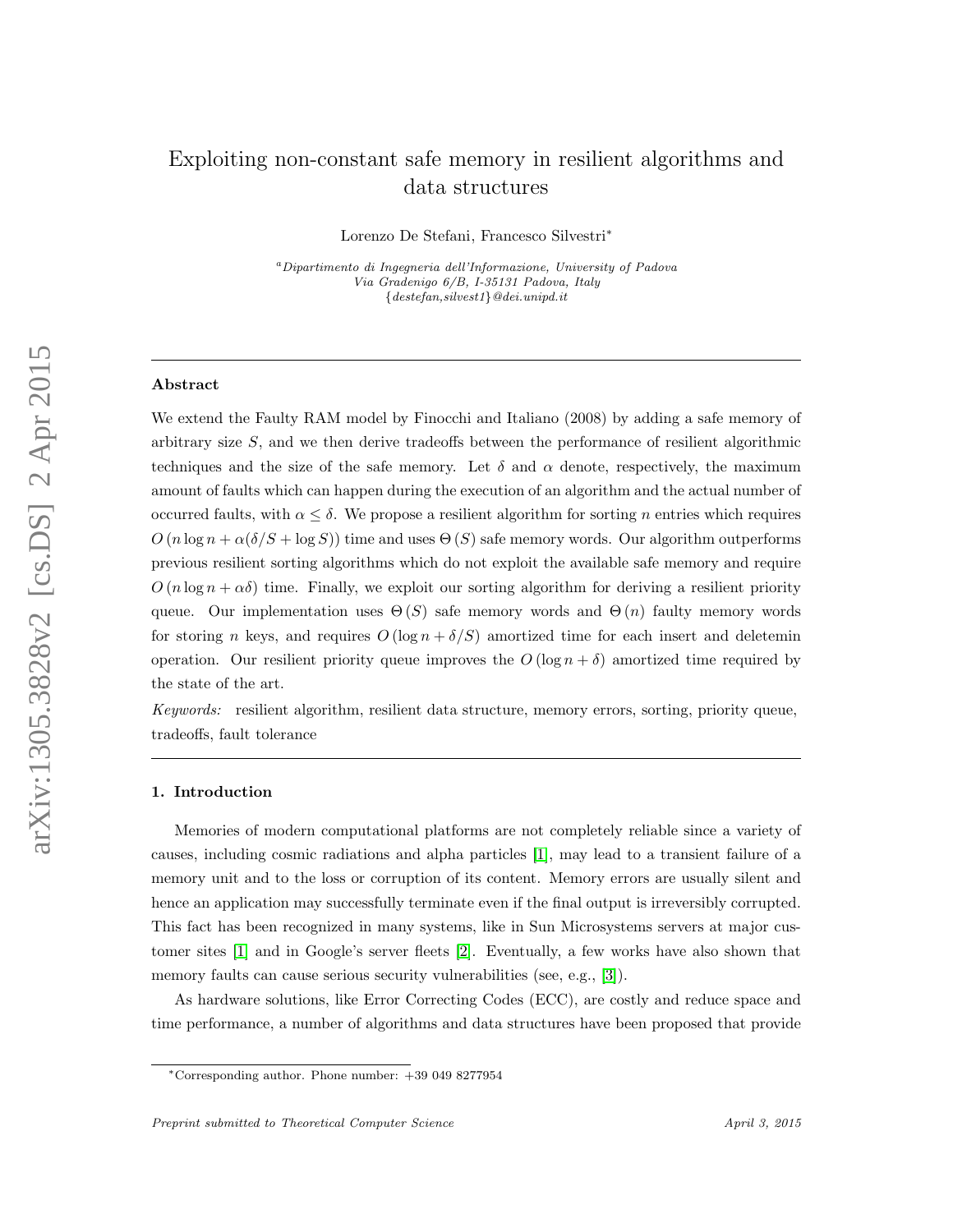# Exploiting non-constant safe memory in resilient algorithms and data structures

Lorenzo De Stefani, Francesco Silvestri*

[a] *Dipartimento di Ingegneria dell'Informazione, University of Padova*
*Via Gradenigo 6/B, I-35131 Padova, Italy*
*{destefan,silvest1}@dei.unipd.it*

---

## Abstract

We extend the Faulty RAM model by Finocchi and Italiano (2008) by adding a safe memory of arbitrary size $S$, and we then derive tradeoffs between the performance of resilient algorithmic techniques and the size of the safe memory. Let $\delta$ and $\alpha$ denote, respectively, the maximum amount of faults which can happen during the execution of an algorithm and the actual number of occurred faults, with $\alpha \leq \delta$. We propose a resilient algorithm for sorting $n$ entries which requires $O(n \log n + \alpha(\delta/S + \log S))$ time and uses $\Theta(S)$ safe memory words. Our algorithm outperforms previous resilient sorting algorithms which do not exploit the available safe memory and require $O(n \log n + \alpha\delta)$ time. Finally, we exploit our sorting algorithm for deriving a resilient priority queue. Our implementation uses $\Theta(S)$ safe memory words and $\Theta(n)$ faulty memory words for storing $n$ keys, and requires $O(\log n + \delta/S)$ amortized time for each insert and deletemin operation. Our resilient priority queue improves the $O(\log n + \delta)$ amortized time required by the state of the art.

*Keywords:* resilient algorithm, resilient data structure, memory errors, sorting, priority queue, tradeoffs, fault tolerance

---

## 1. Introduction

Memories of modern computational platforms are not completely reliable since a variety of causes, including cosmic radiations and alpha particles [1], may lead to a transient failure of a memory unit and to the loss or corruption of its content. Memory errors are usually silent and hence an application may successfully terminate even if the final output is irreversibly corrupted. This fact has been recognized in many systems, like in Sun Microsystems servers at major customer sites [1] and in Google's server fleets [2]. Eventually, a few works have also shown that memory faults can cause serious security vulnerabilities (see, e.g., [3]).

As hardware solutions, like Error Correcting Codes (ECC), are costly and reduce space and time performance, a number of algorithms and data structures have been proposed that provide

*Corresponding author. Phone number: +39 049 8277954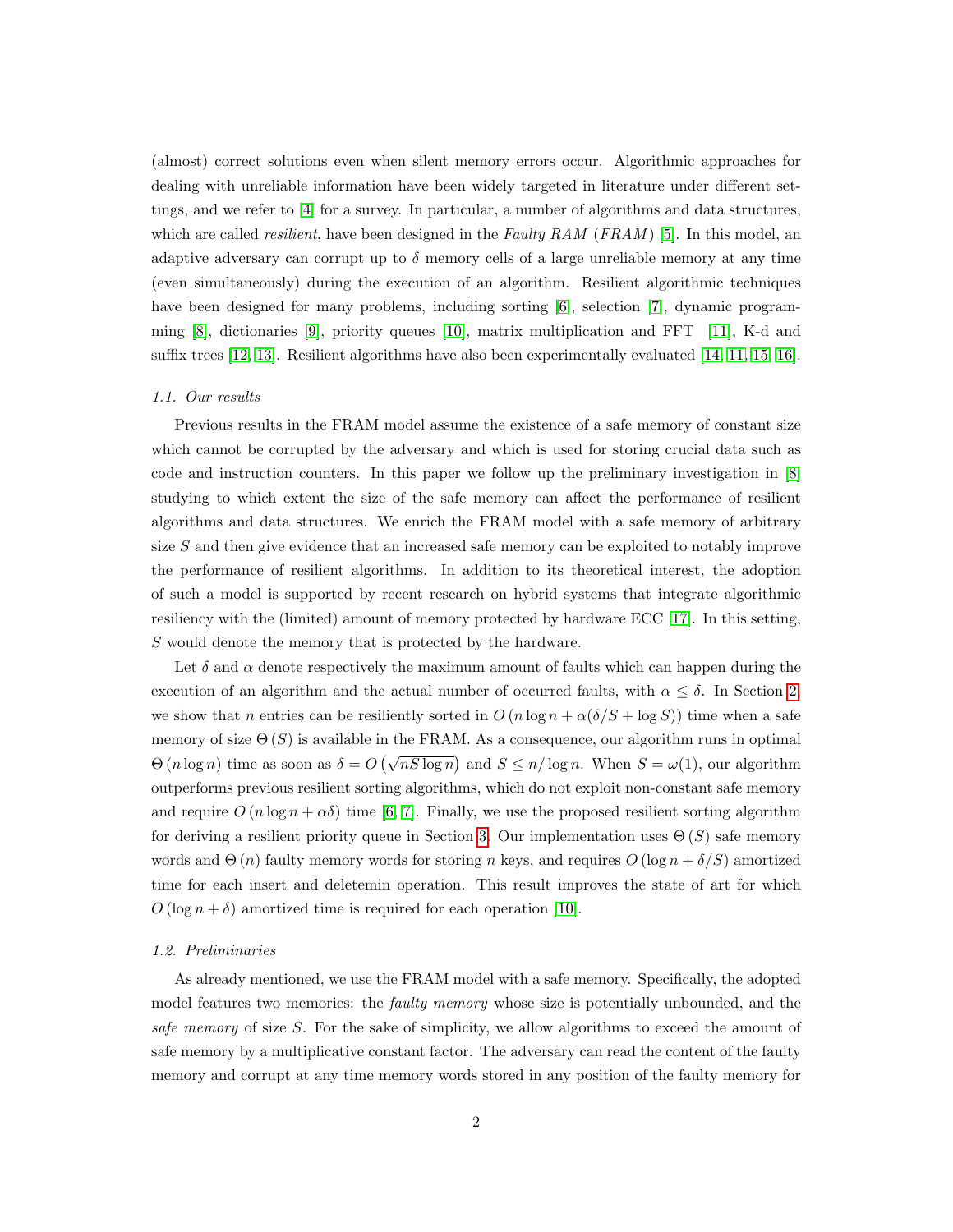(almost) correct solutions even when silent memory errors occur. Algorithmic approaches for dealing with unreliable information have been widely targeted in literature under different settings, and we refer to [4] for a survey. In particular, a number of algorithms and data structures, which are called *resilient*, have been designed in the *Faulty RAM* (*FRAM*) [5]. In this model, an adaptive adversary can corrupt up to $\delta$ memory cells of a large unreliable memory at any time (even simultaneously) during the execution of an algorithm. Resilient algorithmic techniques have been designed for many problems, including sorting [6], selection [7], dynamic programming [8], dictionaries [9], priority queues [10], matrix multiplication and FFT [11], K-d and suffix trees [12, 13]. Resilient algorithms have also been experimentally evaluated [14, 11, 15, 16].

### 1.1. Our results

Previous results in the FRAM model assume the existence of a safe memory of constant size which cannot be corrupted by the adversary and which is used for storing crucial data such as code and instruction counters. In this paper we follow up the preliminary investigation in [8] studying to which extent the size of the safe memory can affect the performance of resilient algorithms and data structures. We enrich the FRAM model with a safe memory of arbitrary size $S$ and then give evidence that an increased safe memory can be exploited to notably improve the performance of resilient algorithms. In addition to its theoretical interest, the adoption of such a model is supported by recent research on hybrid systems that integrate algorithmic resiliency with the (limited) amount of memory protected by hardware ECC [17]. In this setting, $S$ would denote the memory that is protected by the hardware.

Let $\delta$ and $\alpha$ denote respectively the maximum amount of faults which can happen during the execution of an algorithm and the actual number of occurred faults, with $\alpha \leq \delta$. In Section 2 we show that $n$ entries can be resiliently sorted in $O(n \log n + \alpha(\delta/S + \log S))$ time when a safe memory of size $\Theta(S)$ is available in the FRAM. As a consequence, our algorithm runs in optimal $\Theta(n \log n)$ time as soon as $\delta = O(\sqrt{nS \log n})$ and $S \leq n/\log n$. When $S = \omega(1)$, our algorithm outperforms previous resilient sorting algorithms, which do not exploit non-constant safe memory and require $O(n \log n + \alpha\delta)$ time [6, 7]. Finally, we use the proposed resilient sorting algorithm for deriving a resilient priority queue in Section 3. Our implementation uses $\Theta(S)$ safe memory words and $\Theta(n)$ faulty memory words for storing $n$ keys, and requires $O(\log n + \delta/S)$ amortized time for each insert and deletemin operation. This result improves the state of art for which $O(\log n + \delta)$ amortized time is required for each operation [10].

### 1.2. Preliminaries

As already mentioned, we use the FRAM model with a safe memory. Specifically, the adopted model features two memories: the *faulty memory* whose size is potentially unbounded, and the *safe memory* of size $S$. For the sake of simplicity, we allow algorithms to exceed the amount of safe memory by a multiplicative constant factor. The adversary can read the content of the faulty memory and corrupt at any time memory words stored in any position of the faulty memory for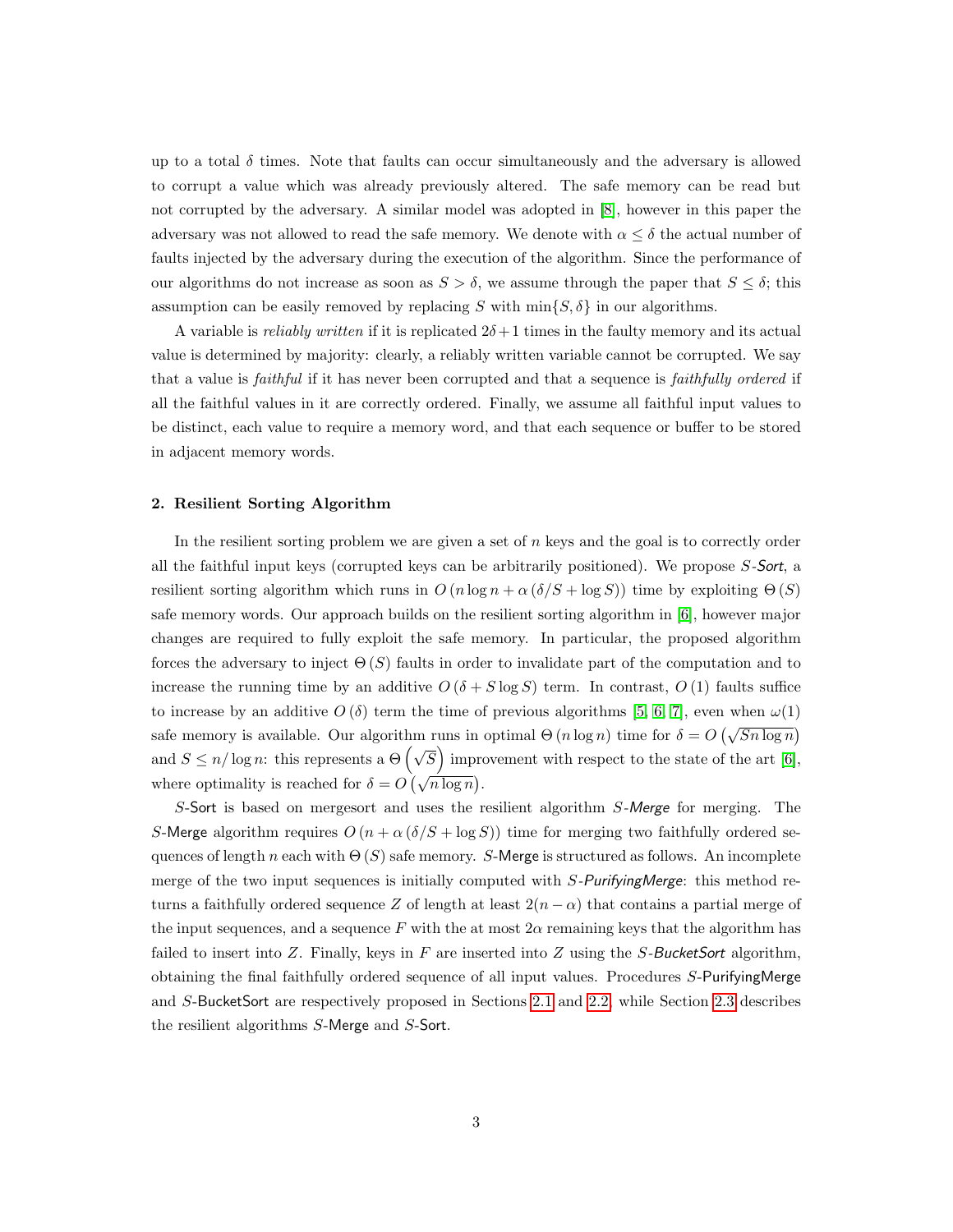up to a total $\delta$ times. Note that faults can occur simultaneously and the adversary is allowed to corrupt a value which was already previously altered. The safe memory can be read but not corrupted by the adversary. A similar model was adopted in [8], however in this paper the adversary was not allowed to read the safe memory. We denote with $\alpha \leq \delta$ the actual number of faults injected by the adversary during the execution of the algorithm. Since the performance of our algorithms do not increase as soon as $S > \delta$, we assume through the paper that $S \leq \delta$; this assumption can be easily removed by replacing $S$ with $\min\{S, \delta\}$ in our algorithms.

A variable is *reliably written* if it is replicated $2\delta+1$ times in the faulty memory and its actual value is determined by majority: clearly, a reliably written variable cannot be corrupted. We say that a value is *faithful* if it has never been corrupted and that a sequence is *faithfully ordered* if all the faithful values in it are correctly ordered. Finally, we assume all faithful input values to be distinct, each value to require a memory word, and that each sequence or buffer to be stored in adjacent memory words.

## 2. Resilient Sorting Algorithm

In the resilient sorting problem we are given a set of $n$ keys and the goal is to correctly order all the faithful input keys (corrupted keys can be arbitrarily positioned). We propose $S$-*Sort*, a resilient sorting algorithm which runs in $O\left(n \log n + \alpha\left(\delta/S + \log S\right)\right)$ time by exploiting $\Theta\left(S\right)$ safe memory words. Our approach builds on the resilient sorting algorithm in [6], however major changes are required to fully exploit the safe memory. In particular, the proposed algorithm forces the adversary to inject $\Theta\left(S\right)$ faults in order to invalidate part of the computation and to increase the running time by an additive $O\left(\delta + S \log S\right)$ term. In contrast, $O\left(1\right)$ faults suffice to increase by an additive $O\left(\delta\right)$ term the time of previous algorithms [5, 6, 7], even when $\omega(1)$ safe memory is available. Our algorithm runs in optimal $\Theta\left(n \log n\right)$ time for $\delta = O\left(\sqrt{S n \log n}\right)$ and $S \leq n/\log n$: this represents a $\Theta\left(\sqrt{S}\right)$ improvement with respect to the state of the art [6], where optimality is reached for $\delta = O\left(\sqrt{n \log n}\right)$.

$S$-Sort is based on mergesort and uses the resilient algorithm $S$-*Merge* for merging. The $S$-Merge algorithm requires $O\left(n + \alpha\left(\delta/S + \log S\right)\right)$ time for merging two faithfully ordered sequences of length $n$ each with $\Theta\left(S\right)$ safe memory. $S$-Merge is structured as follows. An incomplete merge of the two input sequences is initially computed with $S$-*PurifyingMerge*: this method returns a faithfully ordered sequence $Z$ of length at least $2(n-\alpha)$ that contains a partial merge of the input sequences, and a sequence $F$ with the at most $2\alpha$ remaining keys that the algorithm has failed to insert into $Z$. Finally, keys in $F$ are inserted into $Z$ using the $S$-*BucketSort* algorithm, obtaining the final faithfully ordered sequence of all input values. Procedures $S$-PurifyingMerge and $S$-BucketSort are respectively proposed in Sections 2.1 and 2.2, while Section 2.3 describes the resilient algorithms $S$-Merge and $S$-Sort.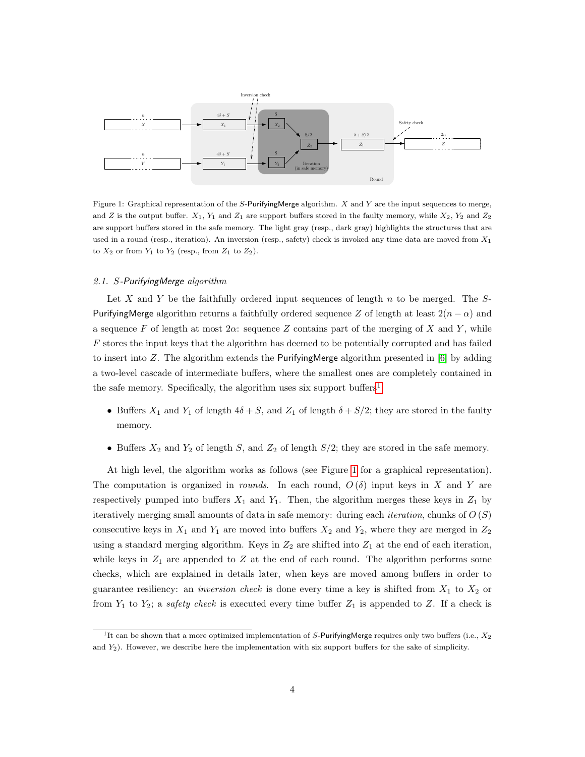Inversion check

$n$

$X$

$4\delta + S$

$X_1$

$S$

$X_2$

$S/2$

$Z_2$

$\delta + S/2$

$Z_1$

Safety check

$2n$

$Z$

$n$

$Y$

$4\delta + S$

$Y_1$

$S$

$Y_2$

Iteration
(in safe memory)

Round

Figure 1: Graphical representation of the $S$-PurifyingMerge algorithm. $X$ and $Y$ are the input sequences to merge, and $Z$ is the output buffer. $X_1$, $Y_1$ and $Z_1$ are support buffers stored in the faulty memory, while $X_2$, $Y_2$ and $Z_2$ are support buffers stored in the safe memory. The light gray (resp., dark gray) highlights the structures that are used in a round (resp., iteration). An inversion (resp., safety) check is invoked any time data are moved from $X_1$ to $X_2$ or from $Y_1$ to $Y_2$ (resp., from $Z_1$ to $Z_2$).

### 2.1. $S$-PurifyingMerge algorithm

Let $X$ and $Y$ be the faithfully ordered input sequences of length $n$ to be merged. The $S$-PurifyingMerge algorithm returns a faithfully ordered sequence $Z$ of length at least $2(n - \alpha)$ and a sequence $F$ of length at most $2\alpha$: sequence $Z$ contains part of the merging of $X$ and $Y$, while $F$ stores the input keys that the algorithm has deemed to be potentially corrupted and has failed to insert into $Z$. The algorithm extends the PurifyingMerge algorithm presented in [6] by adding a two-level cascade of intermediate buffers, where the smallest ones are completely contained in the safe memory. Specifically, the algorithm uses six support buffers[1]:

- Buffers $X_1$ and $Y_1$ of length $4\delta + S$, and $Z_1$ of length $\delta + S/2$; they are stored in the faulty memory.
- Buffers $X_2$ and $Y_2$ of length $S$, and $Z_2$ of length $S/2$; they are stored in the safe memory.

At high level, the algorithm works as follows (see Figure 1 for a graphical representation). The computation is organized in *rounds*. In each round, $O(\delta)$ input keys in $X$ and $Y$ are respectively pumped into buffers $X_1$ and $Y_1$. Then, the algorithm merges these keys in $Z_1$ by iteratively merging small amounts of data in safe memory: during each *iteration*, chunks of $O(S)$ consecutive keys in $X_1$ and $Y_1$ are moved into buffers $X_2$ and $Y_2$, where they are merged in $Z_2$ using a standard merging algorithm. Keys in $Z_2$ are shifted into $Z_1$ at the end of each iteration, while keys in $Z_1$ are appended to $Z$ at the end of each round. The algorithm performs some checks, which are explained in details later, when keys are moved among buffers in order to guarantee resiliency: an *inversion check* is done every time a key is shifted from $X_1$ to $X_2$ or from $Y_1$ to $Y_2$; a *safety check* is executed every time buffer $Z_1$ is appended to $Z$. If a check is

[1] It can be shown that a more optimized implementation of $S$-PurifyingMerge requires only two buffers (i.e., $X_2$ and $Y_2$). However, we describe here the implementation with six support buffers for the sake of simplicity.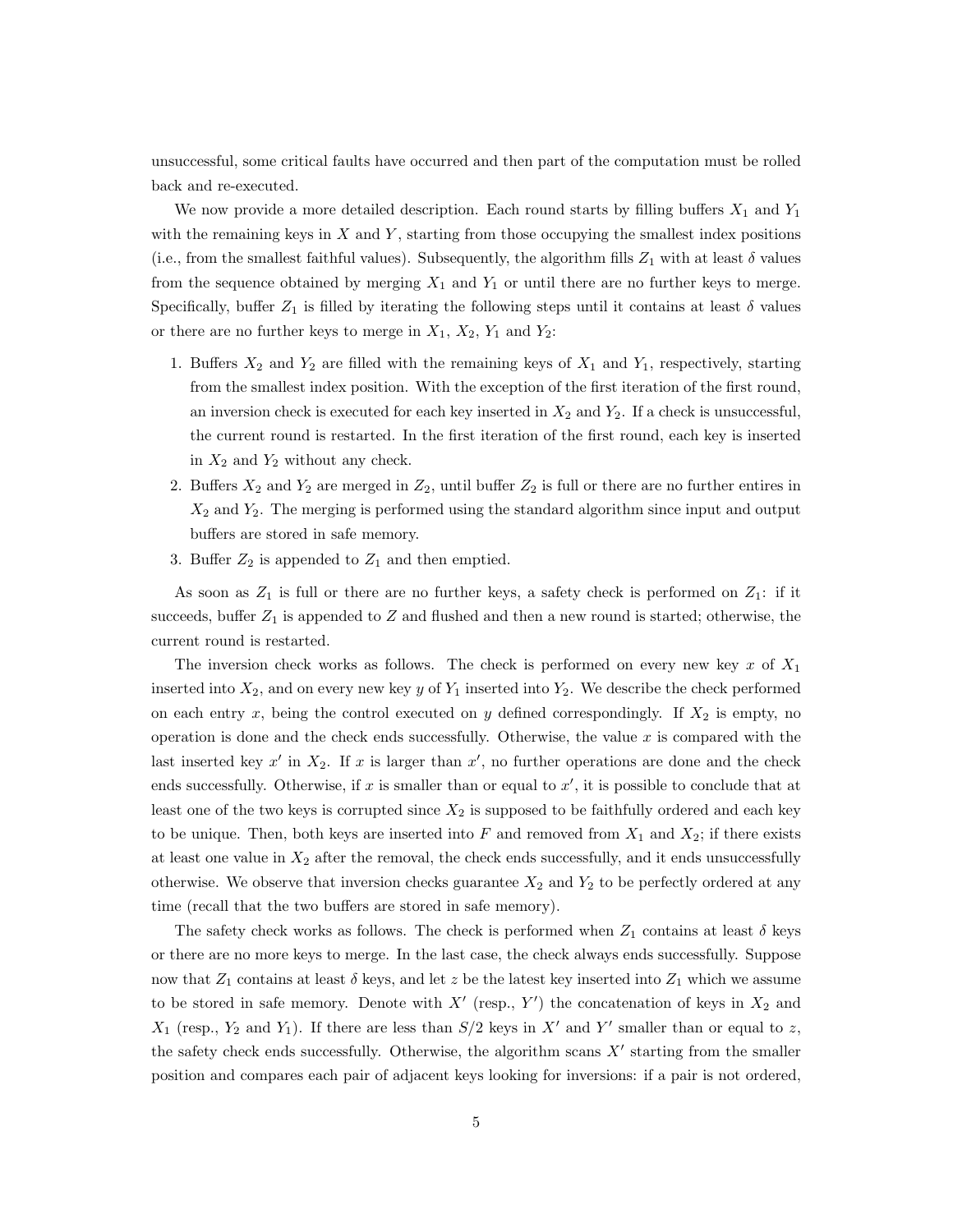unsuccessful, some critical faults have occurred and then part of the computation must be rolled back and re-executed.

We now provide a more detailed description. Each round starts by filling buffers $X_1$ and $Y_1$ with the remaining keys in $X$ and $Y$, starting from those occupying the smallest index positions (i.e., from the smallest faithful values). Subsequently, the algorithm fills $Z_1$ with at least $\delta$ values from the sequence obtained by merging $X_1$ and $Y_1$ or until there are no further keys to merge. Specifically, buffer $Z_1$ is filled by iterating the following steps until it contains at least $\delta$ values or there are no further keys to merge in $X_1$, $X_2$, $Y_1$ and $Y_2$:

1. Buffers $X_2$ and $Y_2$ are filled with the remaining keys of $X_1$ and $Y_1$, respectively, starting from the smallest index position. With the exception of the first iteration of the first round, an inversion check is executed for each key inserted in $X_2$ and $Y_2$. If a check is unsuccessful, the current round is restarted. In the first iteration of the first round, each key is inserted in $X_2$ and $Y_2$ without any check.
2. Buffers $X_2$ and $Y_2$ are merged in $Z_2$, until buffer $Z_2$ is full or there are no further entires in $X_2$ and $Y_2$. The merging is performed using the standard algorithm since input and output buffers are stored in safe memory.
3. Buffer $Z_2$ is appended to $Z_1$ and then emptied.

As soon as $Z_1$ is full or there are no further keys, a safety check is performed on $Z_1$: if it succeeds, buffer $Z_1$ is appended to $Z$ and flushed and then a new round is started; otherwise, the current round is restarted.

The inversion check works as follows. The check is performed on every new key $x$ of $X_1$ inserted into $X_2$, and on every new key $y$ of $Y_1$ inserted into $Y_2$. We describe the check performed on each entry $x$, being the control executed on $y$ defined correspondingly. If $X_2$ is empty, no operation is done and the check ends successfully. Otherwise, the value $x$ is compared with the last inserted key $x'$ in $X_2$. If $x$ is larger than $x'$, no further operations are done and the check ends successfully. Otherwise, if $x$ is smaller than or equal to $x'$, it is possible to conclude that at least one of the two keys is corrupted since $X_2$ is supposed to be faithfully ordered and each key to be unique. Then, both keys are inserted into $F$ and removed from $X_1$ and $X_2$; if there exists at least one value in $X_2$ after the removal, the check ends successfully, and it ends unsuccessfully otherwise. We observe that inversion checks guarantee $X_2$ and $Y_2$ to be perfectly ordered at any time (recall that the two buffers are stored in safe memory).

The safety check works as follows. The check is performed when $Z_1$ contains at least $\delta$ keys or there are no more keys to merge. In the last case, the check always ends successfully. Suppose now that $Z_1$ contains at least $\delta$ keys, and let $z$ be the latest key inserted into $Z_1$ which we assume to be stored in safe memory. Denote with $X'$ (resp., $Y'$) the concatenation of keys in $X_2$ and $X_1$ (resp., $Y_2$ and $Y_1$). If there are less than $S/2$ keys in $X'$ and $Y'$ smaller than or equal to $z$, the safety check ends successfully. Otherwise, the algorithm scans $X'$ starting from the smaller position and compares each pair of adjacent keys looking for inversions: if a pair is not ordered,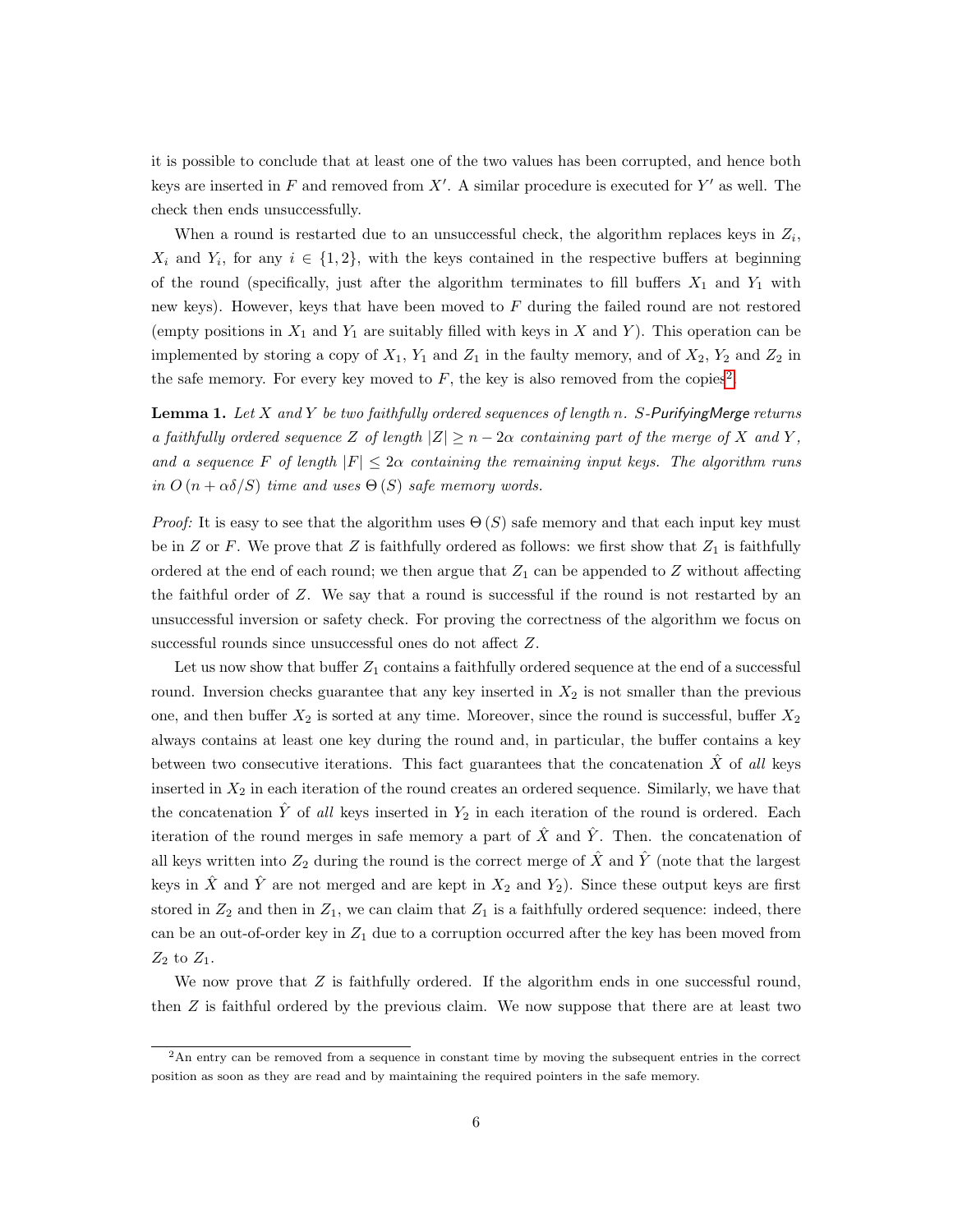it is possible to conclude that at least one of the two values has been corrupted, and hence both keys are inserted in $F$ and removed from $X'$. A similar procedure is executed for $Y'$ as well. The check then ends unsuccessfully.

When a round is restarted due to an unsuccessful check, the algorithm replaces keys in $Z_i$, $X_i$ and $Y_i$, for any $i \in \{1, 2\}$, with the keys contained in the respective buffers at beginning of the round (specifically, just after the algorithm terminates to fill buffers $X_1$ and $Y_1$ with new keys). However, keys that have been moved to $F$ during the failed round are not restored (empty positions in $X_1$ and $Y_1$ are suitably filled with keys in $X$ and $Y$). This operation can be implemented by storing a copy of $X_1$, $Y_1$ and $Z_1$ in the faulty memory, and of $X_2$, $Y_2$ and $Z_2$ in the safe memory. For every key moved to $F$, the key is also removed from the copies[2].

**Lemma 1.** *Let $X$ and $Y$ be two faithfully ordered sequences of length $n$. S-PurifyingMerge returns a faithfully ordered sequence $Z$ of length $|Z| \geq n - 2\alpha$ containing part of the merge of $X$ and $Y$, and a sequence $F$ of length $|F| \leq 2\alpha$ containing the remaining input keys. The algorithm runs in $O(n + \alpha\delta/S)$ time and uses $\Theta(S)$ safe memory words.*

*Proof:* It is easy to see that the algorithm uses $\Theta(S)$ safe memory and that each input key must be in $Z$ or $F$. We prove that $Z$ is faithfully ordered as follows: we first show that $Z_1$ is faithfully ordered at the end of each round; we then argue that $Z_1$ can be appended to $Z$ without affecting the faithful order of $Z$. We say that a round is successful if the round is not restarted by an unsuccessful inversion or safety check. For proving the correctness of the algorithm we focus on successful rounds since unsuccessful ones do not affect $Z$.

Let us now show that buffer $Z_1$ contains a faithfully ordered sequence at the end of a successful round. Inversion checks guarantee that any key inserted in $X_2$ is not smaller than the previous one, and then buffer $X_2$ is sorted at any time. Moreover, since the round is successful, buffer $X_2$ always contains at least one key during the round and, in particular, the buffer contains a key between two consecutive iterations. This fact guarantees that the concatenation $\hat{X}$ of *all* keys inserted in $X_2$ in each iteration of the round creates an ordered sequence. Similarly, we have that the concatenation $\hat{Y}$ of *all* keys inserted in $Y_2$ in each iteration of the round is ordered. Each iteration of the round merges in safe memory a part of $\hat{X}$ and $\hat{Y}$. Then. the concatenation of all keys written into $Z_2$ during the round is the correct merge of $\hat{X}$ and $\hat{Y}$ (note that the largest keys in $\hat{X}$ and $\hat{Y}$ are not merged and are kept in $X_2$ and $Y_2$). Since these output keys are first stored in $Z_2$ and then in $Z_1$, we can claim that $Z_1$ is a faithfully ordered sequence: indeed, there can be an out-of-order key in $Z_1$ due to a corruption occurred after the key has been moved from $Z_2$ to $Z_1$.

We now prove that $Z$ is faithfully ordered. If the algorithm ends in one successful round, then $Z$ is faithful ordered by the previous claim. We now suppose that there are at least two

[2] An entry can be removed from a sequence in constant time by moving the subsequent entries in the correct position as soon as they are read and by maintaining the required pointers in the safe memory.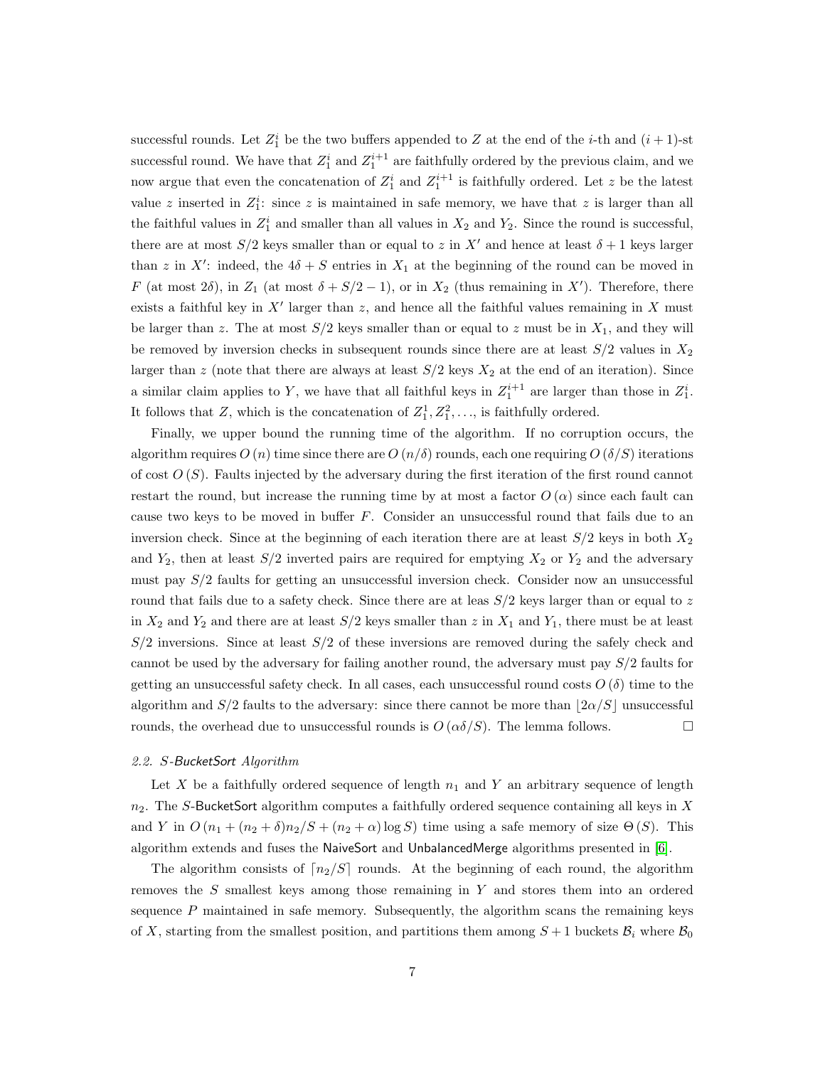successful rounds. Let $Z_1^i$ be the two buffers appended to $Z$ at the end of the $i$-th and $(i+1)$-st successful round. We have that $Z_1^i$ and $Z_1^{i+1}$ are faithfully ordered by the previous claim, and we now argue that even the concatenation of $Z_1^i$ and $Z_1^{i+1}$ is faithfully ordered. Let $z$ be the latest value $z$ inserted in $Z_1^i$: since $z$ is maintained in safe memory, we have that $z$ is larger than all the faithful values in $Z_1^i$ and smaller than all values in $X_2$ and $Y_2$. Since the round is successful, there are at most $S/2$ keys smaller than or equal to $z$ in $X'$ and hence at least $\delta + 1$ keys larger than $z$ in $X'$: indeed, the $4\delta + S$ entries in $X_1$ at the beginning of the round can be moved in $F$ (at most $2\delta$), in $Z_1$ (at most $\delta + S/2 - 1$), or in $X_2$ (thus remaining in $X'$). Therefore, there exists a faithful key in $X'$ larger than $z$, and hence all the faithful values remaining in $X$ must be larger than $z$. The at most $S/2$ keys smaller than or equal to $z$ must be in $X_1$, and they will be removed by inversion checks in subsequent rounds since there are at least $S/2$ values in $X_2$ larger than $z$ (note that there are always at least $S/2$ keys $X_2$ at the end of an iteration). Since a similar claim applies to $Y$, we have that all faithful keys in $Z_1^{i+1}$ are larger than those in $Z_1^i$. It follows that $Z$, which is the concatenation of $Z_1^1, Z_1^2, \ldots$, is faithfully ordered.

Finally, we upper bound the running time of the algorithm. If no corruption occurs, the algorithm requires $O(n)$ time since there are $O(n/\delta)$ rounds, each one requiring $O(\delta/S)$ iterations of cost $O(S)$. Faults injected by the adversary during the first iteration of the first round cannot restart the round, but increase the running time by at most a factor $O(\alpha)$ since each fault can cause two keys to be moved in buffer $F$. Consider an unsuccessful round that fails due to an inversion check. Since at the beginning of each iteration there are at least $S/2$ keys in both $X_2$ and $Y_2$, then at least $S/2$ inverted pairs are required for emptying $X_2$ or $Y_2$ and the adversary must pay $S/2$ faults for getting an unsuccessful inversion check. Consider now an unsuccessful round that fails due to a safety check. Since there are at leas $S/2$ keys larger than or equal to $z$ in $X_2$ and $Y_2$ and there are at least $S/2$ keys smaller than $z$ in $X_1$ and $Y_1$, there must be at least $S/2$ inversions. Since at least $S/2$ of these inversions are removed during the safely check and cannot be used by the adversary for failing another round, the adversary must pay $S/2$ faults for getting an unsuccessful safety check. In all cases, each unsuccessful round costs $O(\delta)$ time to the algorithm and $S/2$ faults to the adversary: since there cannot be more than $\lfloor 2\alpha/S \rfloor$ unsuccessful rounds, the overhead due to unsuccessful rounds is $O(\alpha\delta/S)$. The lemma follows. □

### 2.2. $S$-BucketSort Algorithm

Let $X$ be a faithfully ordered sequence of length $n_1$ and $Y$ an arbitrary sequence of length $n_2$. The $S$-BucketSort algorithm computes a faithfully ordered sequence containing all keys in $X$ and $Y$ in $O(n_1 + (n_2 + \delta)n_2/S + (n_2 + \alpha)\log S)$ time using a safe memory of size $\Theta(S)$. This algorithm extends and fuses the NaiveSort and UnbalancedMerge algorithms presented in [6].

The algorithm consists of $\lceil n_2/S \rceil$ rounds. At the beginning of each round, the algorithm removes the $S$ smallest keys among those remaining in $Y$ and stores them into an ordered sequence $P$ maintained in safe memory. Subsequently, the algorithm scans the remaining keys of $X$, starting from the smallest position, and partitions them among $S+1$ buckets $\mathcal{B}_i$ where $\mathcal{B}_0$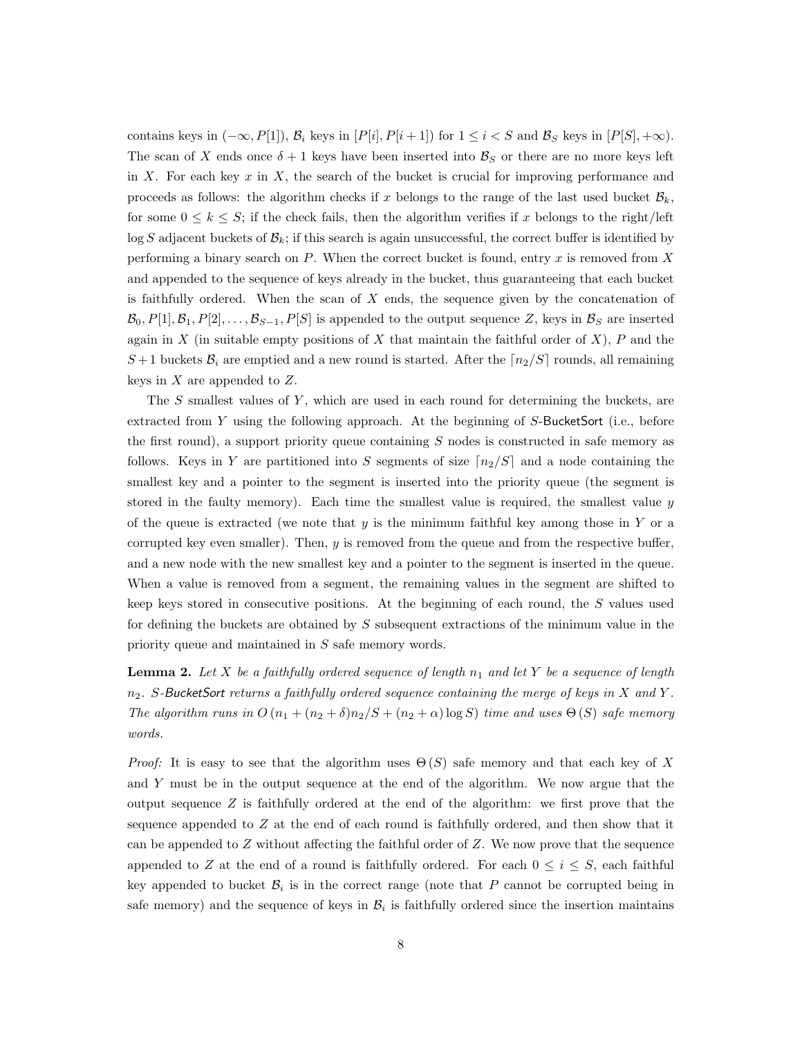contains keys in $(-\infty, P[1])$, $\mathcal{B}_i$ keys in $[P[i], P[i+1])$ for $1 \leq i < S$ and $\mathcal{B}_S$ keys in $[P[S], +\infty)$. The scan of $X$ ends once $\delta + 1$ keys have been inserted into $\mathcal{B}_S$ or there are no more keys left in $X$. For each key $x$ in $X$, the search of the bucket is crucial for improving performance and proceeds as follows: the algorithm checks if $x$ belongs to the range of the last used bucket $\mathcal{B}_k$, for some $0 \leq k \leq S$; if the check fails, then the algorithm verifies if $x$ belongs to the right/left $\log S$ adjacent buckets of $\mathcal{B}_k$; if this search is again unsuccessful, the correct buffer is identified by performing a binary search on $P$. When the correct bucket is found, entry $x$ is removed from $X$ and appended to the sequence of keys already in the bucket, thus guaranteeing that each bucket is faithfully ordered. When the scan of $X$ ends, the sequence given by the concatenation of $\mathcal{B}_0, P[1], \mathcal{B}_1, P[2], \ldots, \mathcal{B}_{S-1}, P[S]$ is appended to the output sequence $Z$, keys in $\mathcal{B}_S$ are inserted again in $X$ (in suitable empty positions of $X$ that maintain the faithful order of $X$), $P$ and the $S+1$ buckets $\mathcal{B}_i$ are emptied and a new round is started. After the $\lceil n_2/S \rceil$ rounds, all remaining keys in $X$ are appended to $Z$.

The $S$ smallest values of $Y$, which are used in each round for determining the buckets, are extracted from $Y$ using the following approach. At the beginning of $S$-BucketSort (i.e., before the first round), a support priority queue containing $S$ nodes is constructed in safe memory as follows. Keys in $Y$ are partitioned into $S$ segments of size $\lceil n_2/S \rceil$ and a node containing the smallest key and a pointer to the segment is inserted into the priority queue (the segment is stored in the faulty memory). Each time the smallest value is required, the smallest value $y$ of the queue is extracted (we note that $y$ is the minimum faithful key among those in $Y$ or a corrupted key even smaller). Then, $y$ is removed from the queue and from the respective buffer, and a new node with the new smallest key and a pointer to the segment is inserted in the queue. When a value is removed from a segment, the remaining values in the segment are shifted to keep keys stored in consecutive positions. At the beginning of each round, the $S$ values used for defining the buckets are obtained by $S$ subsequent extractions of the minimum value in the priority queue and maintained in $S$ safe memory words.

**Lemma 2.** *Let $X$ be a faithfully ordered sequence of length $n_1$ and let $Y$ be a sequence of length $n_2$. $S$-BucketSort returns a faithfully ordered sequence containing the merge of keys in $X$ and $Y$. The algorithm runs in $O(n_1 + (n_2 + \delta)n_2/S + (n_2 + \alpha)\log S)$ time and uses $\Theta(S)$ safe memory words.*

*Proof:* It is easy to see that the algorithm uses $\Theta(S)$ safe memory and that each key of $X$ and $Y$ must be in the output sequence at the end of the algorithm. We now argue that the output sequence $Z$ is faithfully ordered at the end of the algorithm: we first prove that the sequence appended to $Z$ at the end of each round is faithfully ordered, and then show that it can be appended to $Z$ without affecting the faithful order of $Z$. We now prove that the sequence appended to $Z$ at the end of a round is faithfully ordered. For each $0 \leq i \leq S$, each faithful key appended to bucket $\mathcal{B}_i$ is in the correct range (note that $P$ cannot be corrupted being in safe memory) and the sequence of keys in $\mathcal{B}_i$ is faithfully ordered since the insertion maintains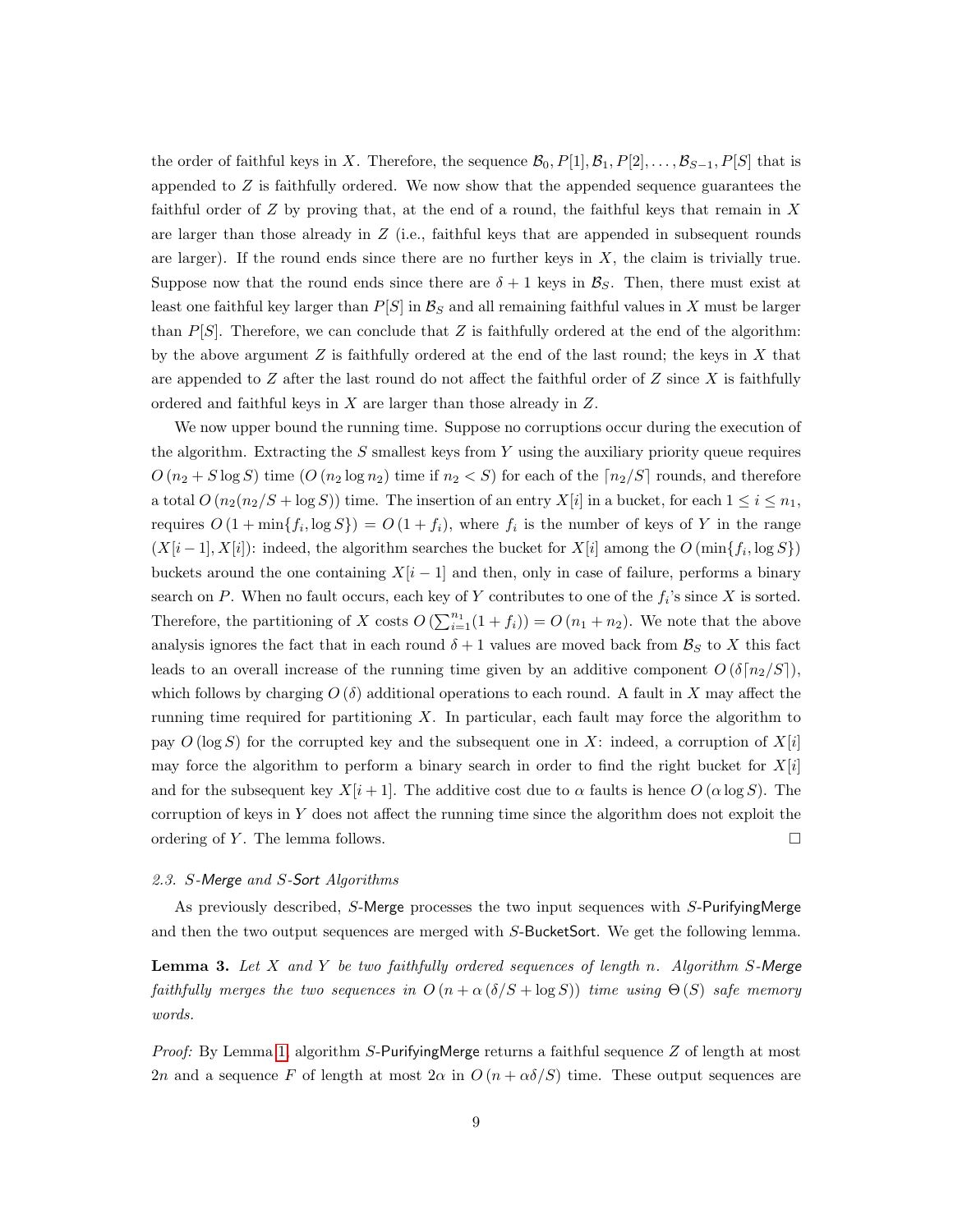the order of faithful keys in $X$. Therefore, the sequence $\mathcal{B}_0, P[1], \mathcal{B}_1, P[2], \ldots, \mathcal{B}_{S-1}, P[S]$ that is appended to $Z$ is faithfully ordered. We now show that the appended sequence guarantees the faithful order of $Z$ by proving that, at the end of a round, the faithful keys that remain in $X$ are larger than those already in $Z$ (i.e., faithful keys that are appended in subsequent rounds are larger). If the round ends since there are no further keys in $X$, the claim is trivially true. Suppose now that the round ends since there are $\delta + 1$ keys in $\mathcal{B}_S$. Then, there must exist at least one faithful key larger than $P[S]$ in $\mathcal{B}_S$ and all remaining faithful values in $X$ must be larger than $P[S]$. Therefore, we can conclude that $Z$ is faithfully ordered at the end of the algorithm: by the above argument $Z$ is faithfully ordered at the end of the last round; the keys in $X$ that are appended to $Z$ after the last round do not affect the faithful order of $Z$ since $X$ is faithfully ordered and faithful keys in $X$ are larger than those already in $Z$.

We now upper bound the running time. Suppose no corruptions occur during the execution of the algorithm. Extracting the $S$ smallest keys from $Y$ using the auxiliary priority queue requires $O(n_2 + S \log S)$ time ($O(n_2 \log n_2)$ time if $n_2 < S$) for each of the $\lceil n_2/S \rceil$ rounds, and therefore a total $O(n_2(n_2/S + \log S))$ time. The insertion of an entry $X[i]$ in a bucket, for each $1 \leq i \leq n_1$, requires $O(1 + \min\{f_i, \log S\}) = O(1 + f_i)$, where $f_i$ is the number of keys of $Y$ in the range $(X[i-1], X[i])$: indeed, the algorithm searches the bucket for $X[i]$ among the $O(\min\{f_i, \log S\})$ buckets around the one containing $X[i-1]$ and then, only in case of failure, performs a binary search on $P$. When no fault occurs, each key of $Y$ contributes to one of the $f_i$'s since $X$ is sorted. Therefore, the partitioning of $X$ costs $O(\sum_{i=1}^{n_1}(1 + f_i)) = O(n_1 + n_2)$. We note that the above analysis ignores the fact that in each round $\delta + 1$ values are moved back from $\mathcal{B}_S$ to $X$ this fact leads to an overall increase of the running time given by an additive component $O(\delta \lceil n_2/S \rceil)$, which follows by charging $O(\delta)$ additional operations to each round. A fault in $X$ may affect the running time required for partitioning $X$. In particular, each fault may force the algorithm to pay $O(\log S)$ for the corrupted key and the subsequent one in $X$: indeed, a corruption of $X[i]$ may force the algorithm to perform a binary search in order to find the right bucket for $X[i]$ and for the subsequent key $X[i+1]$. The additive cost due to $\alpha$ faults is hence $O(\alpha \log S)$. The corruption of keys in $Y$ does not affect the running time since the algorithm does not exploit the ordering of $Y$. The lemma follows. □

### 2.3. $S$-Merge and $S$-Sort Algorithms

As previously described, $S$-Merge processes the two input sequences with $S$-PurifyingMerge and then the two output sequences are merged with $S$-BucketSort. We get the following lemma.

**Lemma 3.** *Let $X$ and $Y$ be two faithfully ordered sequences of length $n$. Algorithm $S$-Merge faithfully merges the two sequences in $O(n + \alpha(\delta/S + \log S))$ time using $\Theta(S)$ safe memory words.*

*Proof:* By Lemma 1, algorithm $S$-PurifyingMerge returns a faithful sequence $Z$ of length at most $2n$ and a sequence $F$ of length at most $2\alpha$ in $O(n + \alpha\delta/S)$ time. These output sequences are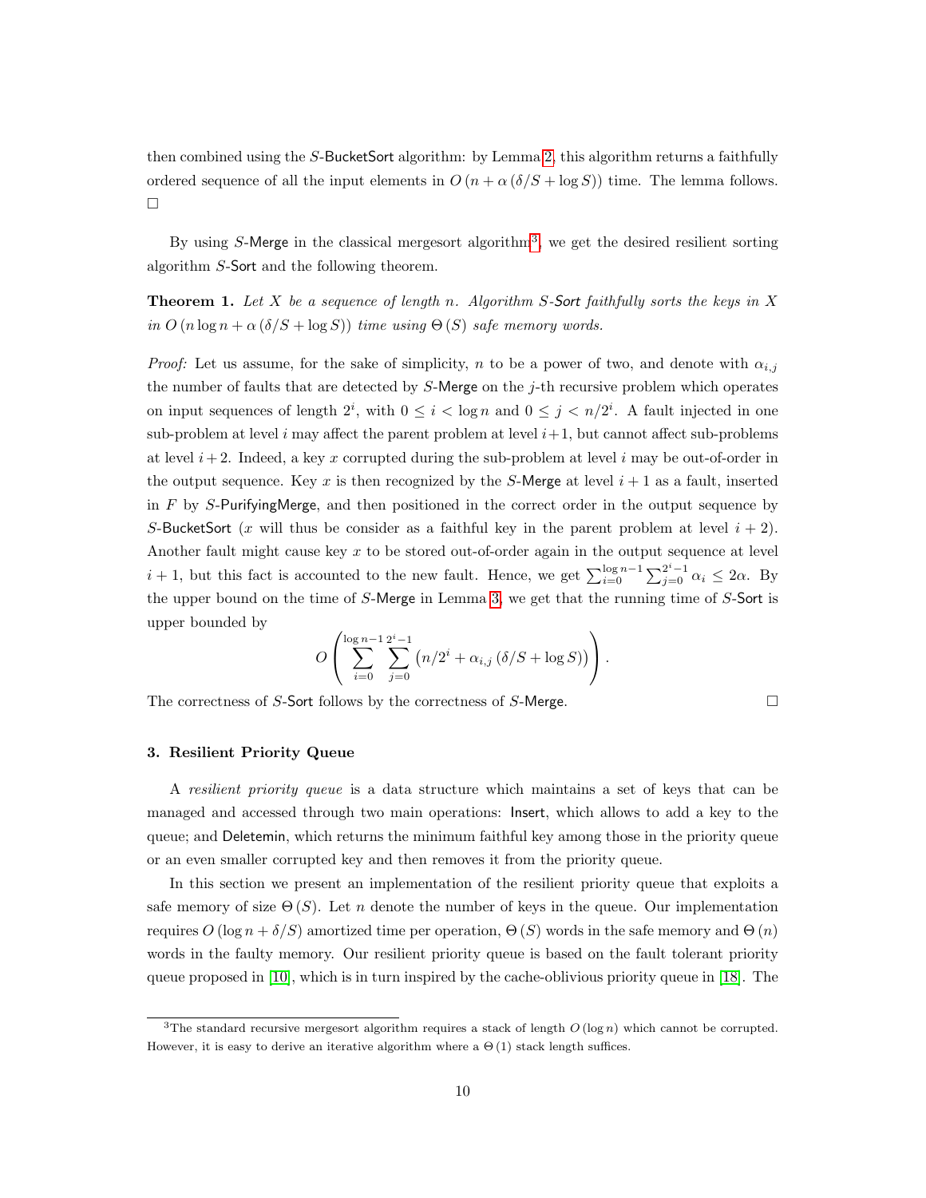then combined using the $S$-BucketSort algorithm: by Lemma 2, this algorithm returns a faithfully ordered sequence of all the input elements in $O(n + \alpha(\delta/S + \log S))$ time. The lemma follows. □

By using $S$-Merge in the classical mergesort algorithm[3], we get the desired resilient sorting algorithm $S$-Sort and the following theorem.

**Theorem 1.** *Let $X$ be a sequence of length $n$. Algorithm $S$-Sort faithfully sorts the keys in $X$ in $O(n \log n + \alpha(\delta/S + \log S))$ time using $\Theta(S)$ safe memory words.*

*Proof:* Let us assume, for the sake of simplicity, $n$ to be a power of two, and denote with $\alpha_{i,j}$ the number of faults that are detected by $S$-Merge on the $j$-th recursive problem which operates on input sequences of length $2^i$, with $0 \leq i < \log n$ and $0 \leq j < n/2^i$. A fault injected in one sub-problem at level $i$ may affect the parent problem at level $i+1$, but cannot affect sub-problems at level $i+2$. Indeed, a key $x$ corrupted during the sub-problem at level $i$ may be out-of-order in the output sequence. Key $x$ is then recognized by the $S$-Merge at level $i+1$ as a fault, inserted in $F$ by $S$-PurifyingMerge, and then positioned in the correct order in the output sequence by $S$-BucketSort ($x$ will thus be consider as a faithful key in the parent problem at level $i+2$). Another fault might cause key $x$ to be stored out-of-order again in the output sequence at level $i+1$, but this fact is accounted to the new fault. Hence, we get $\sum_{i=0}^{\log n - 1} \sum_{j=0}^{2^i - 1} \alpha_i \leq 2\alpha$. By the upper bound on the time of $S$-Merge in Lemma 3, we get that the running time of $S$-Sort is upper bounded by

$$O\left( \sum_{i=0}^{\log n - 1} \sum_{j=0}^{2^i - 1} \left( n/2^i + \alpha_{i,j} \left( \delta/S + \log S \right) \right) \right).$$

The correctness of $S$-Sort follows by the correctness of $S$-Merge. □

## 3. Resilient Priority Queue

A *resilient priority queue* is a data structure which maintains a set of keys that can be managed and accessed through two main operations: Insert, which allows to add a key to the queue; and Deletemin, which returns the minimum faithful key among those in the priority queue or an even smaller corrupted key and then removes it from the priority queue.

In this section we present an implementation of the resilient priority queue that exploits a safe memory of size $\Theta(S)$. Let $n$ denote the number of keys in the queue. Our implementation requires $O(\log n + \delta/S)$ amortized time per operation, $\Theta(S)$ words in the safe memory and $\Theta(n)$ words in the faulty memory. Our resilient priority queue is based on the fault tolerant priority queue proposed in [10], which is in turn inspired by the cache-oblivious priority queue in [18]. The

[3] The standard recursive mergesort algorithm requires a stack of length $O(\log n)$ which cannot be corrupted. However, it is easy to derive an iterative algorithm where a $\Theta(1)$ stack length suffices.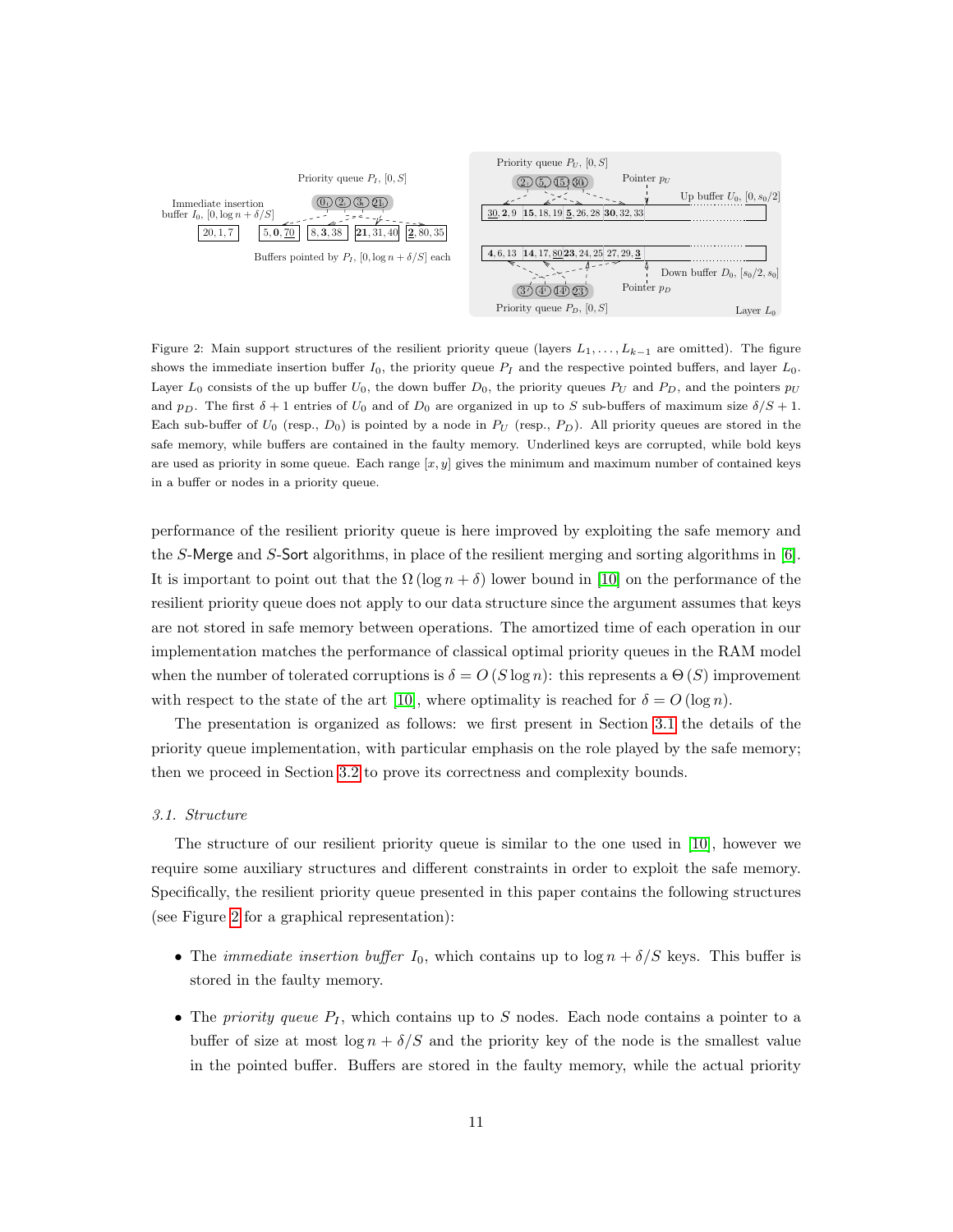Figure 2: Main support structures of the resilient priority queue (layers $L_1, \ldots, L_{k-1}$ are omitted). The figure shows the immediate insertion buffer $I_0$, the priority queue $P_I$ and the respective pointed buffers, and layer $L_0$. Layer $L_0$ consists of the up buffer $U_0$, the down buffer $D_0$, the priority queues $P_U$ and $P_D$, and the pointers $p_U$ and $p_D$. The first $\delta + 1$ entries of $U_0$ and of $D_0$ are organized in up to $S$ sub-buffers of maximum size $\delta/S + 1$. Each sub-buffer of $U_0$ (resp., $D_0$) is pointed by a node in $P_U$ (resp., $P_D$). All priority queues are stored in the safe memory, while buffers are contained in the faulty memory. Underlined keys are corrupted, while bold keys are used as priority in some queue. Each range $[x, y]$ gives the minimum and maximum number of contained keys in a buffer or nodes in a priority queue.

performance of the resilient priority queue is here improved by exploiting the safe memory and the $S$-Merge and $S$-Sort algorithms, in place of the resilient merging and sorting algorithms in [6]. It is important to point out that the $\Omega(\log n + \delta)$ lower bound in [10] on the performance of the resilient priority queue does not apply to our data structure since the argument assumes that keys are not stored in safe memory between operations. The amortized time of each operation in our implementation matches the performance of classical optimal priority queues in the RAM model when the number of tolerated corruptions is $\delta = O(S \log n)$: this represents a $\Theta(S)$ improvement with respect to the state of the art [10], where optimality is reached for $\delta = O(\log n)$.

The presentation is organized as follows: we first present in Section 3.1 the details of the priority queue implementation, with particular emphasis on the role played by the safe memory; then we proceed in Section 3.2 to prove its correctness and complexity bounds.

### 3.1. Structure

The structure of our resilient priority queue is similar to the one used in [10], however we require some auxiliary structures and different constraints in order to exploit the safe memory. Specifically, the resilient priority queue presented in this paper contains the following structures (see Figure 2 for a graphical representation):

- The *immediate insertion buffer* $I_0$, which contains up to $\log n + \delta/S$ keys. This buffer is stored in the faulty memory.
- The *priority queue* $P_I$, which contains up to $S$ nodes. Each node contains a pointer to a buffer of size at most $\log n + \delta/S$ and the priority key of the node is the smallest value in the pointed buffer. Buffers are stored in the faulty memory, while the actual priority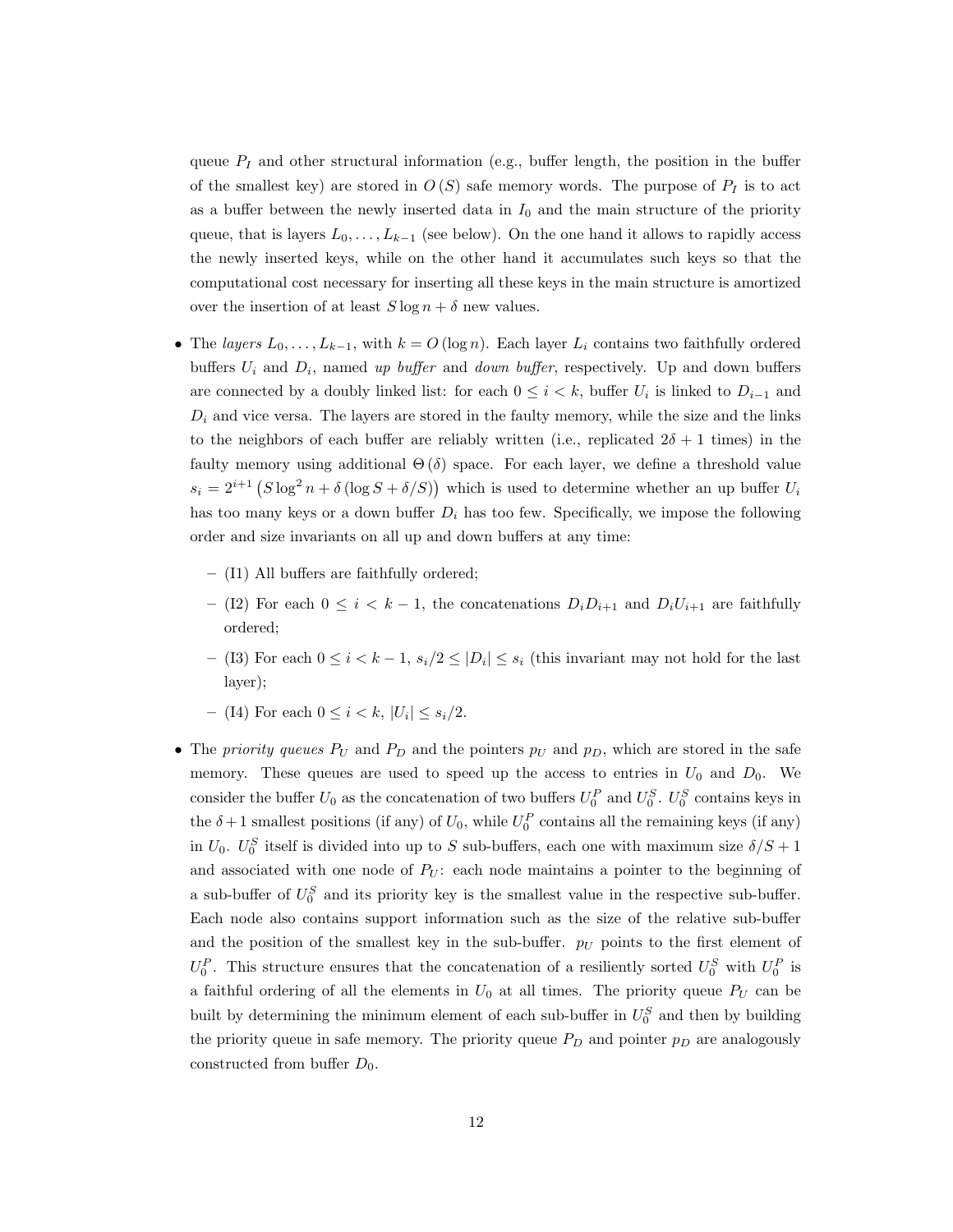queue $P_I$ and other structural information (e.g., buffer length, the position in the buffer of the smallest key) are stored in $O(S)$ safe memory words. The purpose of $P_I$ is to act as a buffer between the newly inserted data in $I_0$ and the main structure of the priority queue, that is layers $L_0, \ldots, L_{k-1}$ (see below). On the one hand it allows to rapidly access the newly inserted keys, while on the other hand it accumulates such keys so that the computational cost necessary for inserting all these keys in the main structure is amortized over the insertion of at least $S \log n + \delta$ new values.

- The *layers* $L_0, \ldots, L_{k-1}$, with $k = O(\log n)$. Each layer $L_i$ contains two faithfully ordered buffers $U_i$ and $D_i$, named *up buffer* and *down buffer*, respectively. Up and down buffers are connected by a doubly linked list: for each $0 \leq i < k$, buffer $U_i$ is linked to $D_{i-1}$ and $D_i$ and vice versa. The layers are stored in the faulty memory, while the size and the links to the neighbors of each buffer are reliably written (i.e., replicated $2\delta + 1$ times) in the faulty memory using additional $\Theta(\delta)$ space. For each layer, we define a threshold value $s_i = 2^{i+1}\left(S \log^2 n + \delta\left(\log S + \delta/S\right)\right)$ which is used to determine whether an up buffer $U_i$ has too many keys or a down buffer $D_i$ has too few. Specifically, we impose the following order and size invariants on all up and down buffers at any time:
  - (I1) All buffers are faithfully ordered;
  - (I2) For each $0 \leq i < k-1$, the concatenations $D_i D_{i+1}$ and $D_i U_{i+1}$ are faithfully ordered;
  - (I3) For each $0 \leq i < k-1$, $s_i/2 \leq |D_i| \leq s_i$ (this invariant may not hold for the last layer);
  - (I4) For each $0 \leq i < k$, $|U_i| \leq s_i/2$.
- The *priority queues* $P_U$ and $P_D$ and the pointers $p_U$ and $p_D$, which are stored in the safe memory. These queues are used to speed up the access to entries in $U_0$ and $D_0$. We consider the buffer $U_0$ as the concatenation of two buffers $U_0^P$ and $U_0^S$. $U_0^S$ contains keys in the $\delta + 1$ smallest positions (if any) of $U_0$, while $U_0^P$ contains all the remaining keys (if any) in $U_0$. $U_0^S$ itself is divided into up to $S$ sub-buffers, each one with maximum size $\delta/S + 1$ and associated with one node of $P_U$: each node maintains a pointer to the beginning of a sub-buffer of $U_0^S$ and its priority key is the smallest value in the respective sub-buffer. Each node also contains support information such as the size of the relative sub-buffer and the position of the smallest key in the sub-buffer. $p_U$ points to the first element of $U_0^P$. This structure ensures that the concatenation of a resiliently sorted $U_0^S$ with $U_0^P$ is a faithful ordering of all the elements in $U_0$ at all times. The priority queue $P_U$ can be built by determining the minimum element of each sub-buffer in $U_0^S$ and then by building the priority queue in safe memory. The priority queue $P_D$ and pointer $p_D$ are analogously constructed from buffer $D_0$.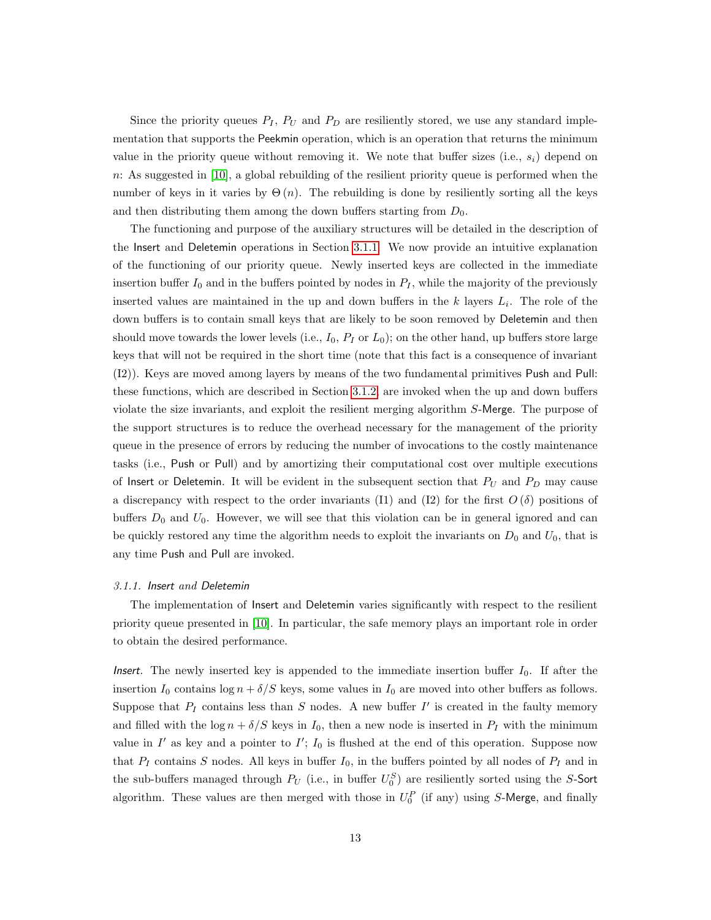Since the priority queues $P_I$, $P_U$ and $P_D$ are resiliently stored, we use any standard implementation that supports the Peekmin operation, which is an operation that returns the minimum value in the priority queue without removing it. We note that buffer sizes (i.e., $s_i$) depend on $n$: As suggested in [10], a global rebuilding of the resilient priority queue is performed when the number of keys in it varies by $\Theta(n)$. The rebuilding is done by resiliently sorting all the keys and then distributing them among the down buffers starting from $D_0$.

The functioning and purpose of the auxiliary structures will be detailed in the description of the Insert and Deletemin operations in Section 3.1.1. We now provide an intuitive explanation of the functioning of our priority queue. Newly inserted keys are collected in the immediate insertion buffer $I_0$ and in the buffers pointed by nodes in $P_I$, while the majority of the previously inserted values are maintained in the up and down buffers in the $k$ layers $L_i$. The role of the down buffers is to contain small keys that are likely to be soon removed by Deletemin and then should move towards the lower levels (i.e., $I_0$, $P_I$ or $L_0$); on the other hand, up buffers store large keys that will not be required in the short time (note that this fact is a consequence of invariant (I2)). Keys are moved among layers by means of the two fundamental primitives Push and Pull: these functions, which are described in Section 3.1.2, are invoked when the up and down buffers violate the size invariants, and exploit the resilient merging algorithm $S$-Merge. The purpose of the support structures is to reduce the overhead necessary for the management of the priority queue in the presence of errors by reducing the number of invocations to the costly maintenance tasks (i.e., Push or Pull) and by amortizing their computational cost over multiple executions of Insert or Deletemin. It will be evident in the subsequent section that $P_U$ and $P_D$ may cause a discrepancy with respect to the order invariants (I1) and (I2) for the first $O(\delta)$ positions of buffers $D_0$ and $U_0$. However, we will see that this violation can be in general ignored and can be quickly restored any time the algorithm needs to exploit the invariants on $D_0$ and $U_0$, that is any time Push and Pull are invoked.

### 3.1.1. *Insert and Deletemin*

The implementation of Insert and Deletemin varies significantly with respect to the resilient priority queue presented in [10]. In particular, the safe memory plays an important role in order to obtain the desired performance.

*Insert.* The newly inserted key is appended to the immediate insertion buffer $I_0$. If after the insertion $I_0$ contains $\log n + \delta/S$ keys, some values in $I_0$ are moved into other buffers as follows. Suppose that $P_I$ contains less than $S$ nodes. A new buffer $I'$ is created in the faulty memory and filled with the $\log n + \delta/S$ keys in $I_0$, then a new node is inserted in $P_I$ with the minimum value in $I'$ as key and a pointer to $I'$; $I_0$ is flushed at the end of this operation. Suppose now that $P_I$ contains $S$ nodes. All keys in buffer $I_0$, in the buffers pointed by all nodes of $P_I$ and in the sub-buffers managed through $P_U$ (i.e., in buffer $U_0^S$) are resiliently sorted using the $S$-Sort algorithm. These values are then merged with those in $U_0^P$ (if any) using $S$-Merge, and finally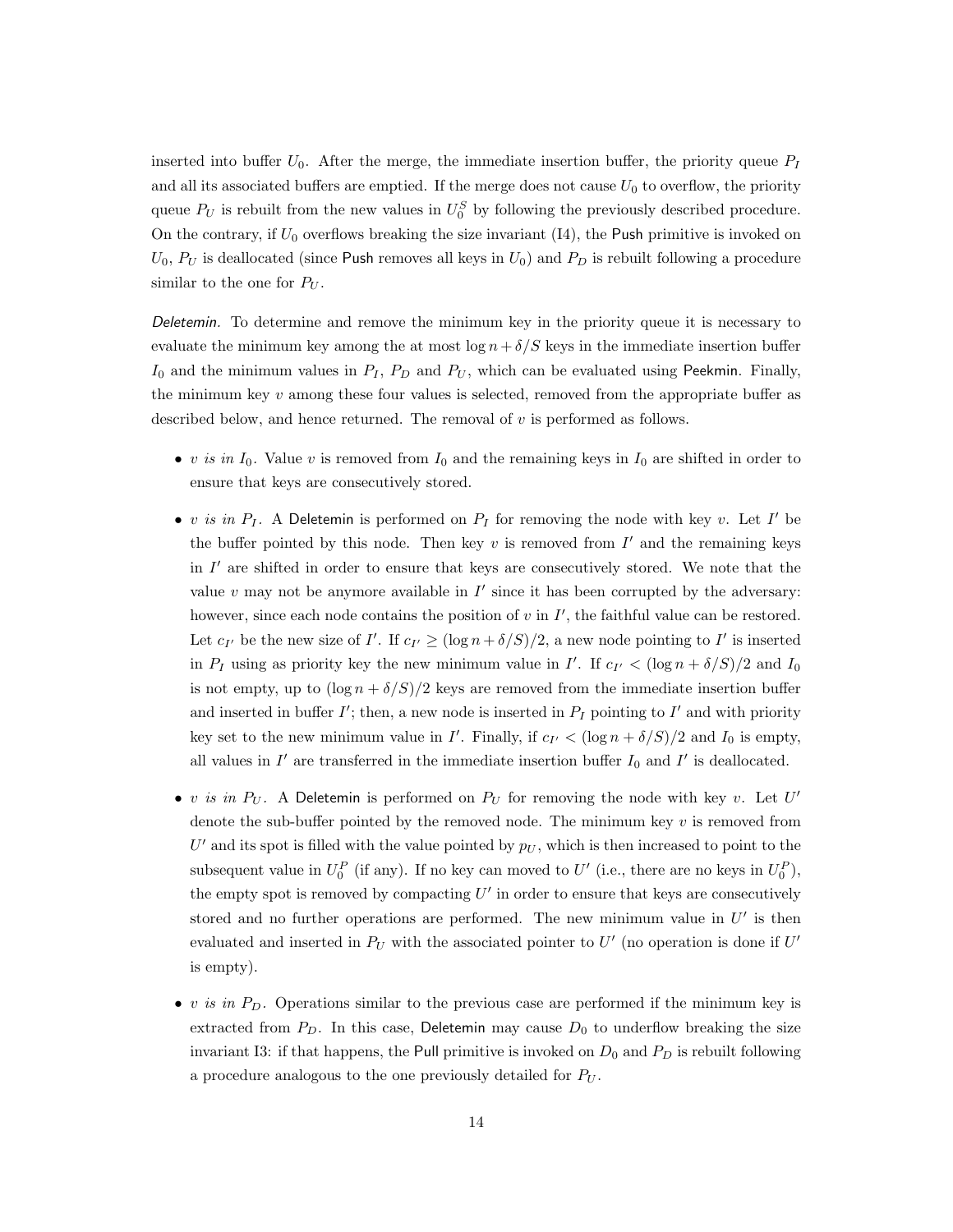inserted into buffer $U_0$. After the merge, the immediate insertion buffer, the priority queue $P_I$ and all its associated buffers are emptied. If the merge does not cause $U_0$ to overflow, the priority queue $P_U$ is rebuilt from the new values in $U_0^S$ by following the previously described procedure. On the contrary, if $U_0$ overflows breaking the size invariant (I4), the Push primitive is invoked on $U_0$, $P_U$ is deallocated (since Push removes all keys in $U_0$) and $P_D$ is rebuilt following a procedure similar to the one for $P_U$.

*Deletemin.* To determine and remove the minimum key in the priority queue it is necessary to evaluate the minimum key among the at most $\log n + \delta/S$ keys in the immediate insertion buffer $I_0$ and the minimum values in $P_I$, $P_D$ and $P_U$, which can be evaluated using Peekmin. Finally, the minimum key $v$ among these four values is selected, removed from the appropriate buffer as described below, and hence returned. The removal of $v$ is performed as follows.

- *$v$ is in $I_0$.* Value $v$ is removed from $I_0$ and the remaining keys in $I_0$ are shifted in order to ensure that keys are consecutively stored.
- *$v$ is in $P_I$.* A Deletemin is performed on $P_I$ for removing the node with key $v$. Let $I'$ be the buffer pointed by this node. Then key $v$ is removed from $I'$ and the remaining keys in $I'$ are shifted in order to ensure that keys are consecutively stored. We note that the value $v$ may not be anymore available in $I'$ since it has been corrupted by the adversary: however, since each node contains the position of $v$ in $I'$, the faithful value can be restored. Let $c_{I'}$ be the new size of $I'$. If $c_{I'} \geq (\log n + \delta/S)/2$, a new node pointing to $I'$ is inserted in $P_I$ using as priority key the new minimum value in $I'$. If $c_{I'} < (\log n + \delta/S)/2$ and $I_0$ is not empty, up to $(\log n + \delta/S)/2$ keys are removed from the immediate insertion buffer and inserted in buffer $I'$; then, a new node is inserted in $P_I$ pointing to $I'$ and with priority key set to the new minimum value in $I'$. Finally, if $c_{I'} < (\log n + \delta/S)/2$ and $I_0$ is empty, all values in $I'$ are transferred in the immediate insertion buffer $I_0$ and $I'$ is deallocated.
- *$v$ is in $P_U$.* A Deletemin is performed on $P_U$ for removing the node with key $v$. Let $U'$ denote the sub-buffer pointed by the removed node. The minimum key $v$ is removed from $U'$ and its spot is filled with the value pointed by $p_U$, which is then increased to point to the subsequent value in $U_0^P$ (if any). If no key can moved to $U'$ (i.e., there are no keys in $U_0^P$), the empty spot is removed by compacting $U'$ in order to ensure that keys are consecutively stored and no further operations are performed. The new minimum value in $U'$ is then evaluated and inserted in $P_U$ with the associated pointer to $U'$ (no operation is done if $U'$ is empty).
- *$v$ is in $P_D$.* Operations similar to the previous case are performed if the minimum key is extracted from $P_D$. In this case, Deletemin may cause $D_0$ to underflow breaking the size invariant I3: if that happens, the Pull primitive is invoked on $D_0$ and $P_D$ is rebuilt following a procedure analogous to the one previously detailed for $P_U$.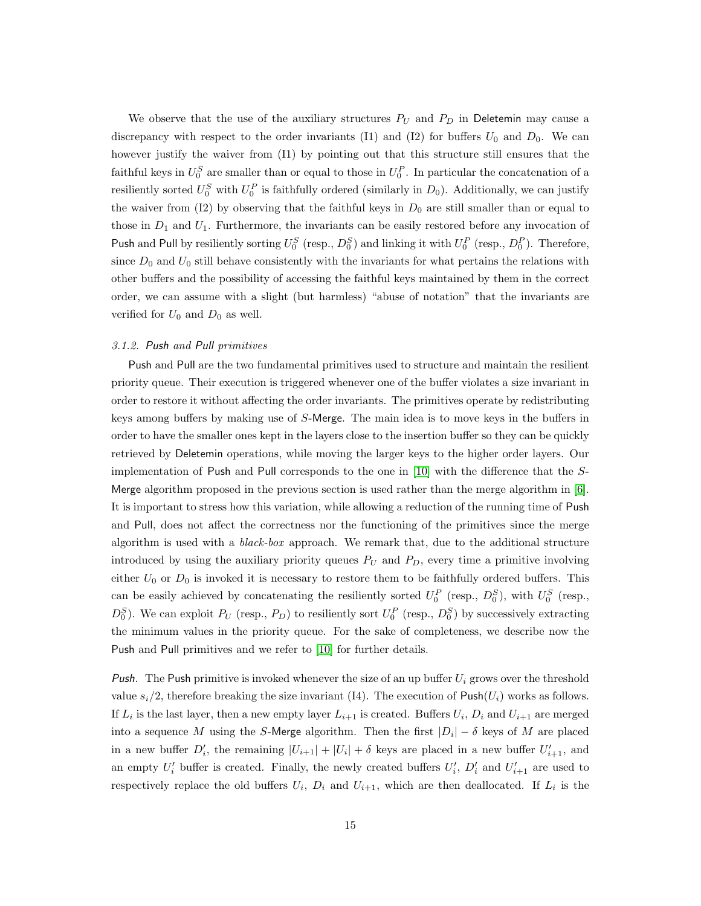We observe that the use of the auxiliary structures $P_U$ and $P_D$ in Deletemin may cause a discrepancy with respect to the order invariants (I1) and (I2) for buffers $U_0$ and $D_0$. We can however justify the waiver from (I1) by pointing out that this structure still ensures that the faithful keys in $U_0^S$ are smaller than or equal to those in $U_0^P$. In particular the concatenation of a resiliently sorted $U_0^S$ with $U_0^P$ is faithfully ordered (similarly in $D_0$). Additionally, we can justify the waiver from (I2) by observing that the faithful keys in $D_0$ are still smaller than or equal to those in $D_1$ and $U_1$. Furthermore, the invariants can be easily restored before any invocation of Push and Pull by resiliently sorting $U_0^S$ (resp., $D_0^S$) and linking it with $U_0^P$ (resp., $D_0^P$). Therefore, since $D_0$ and $U_0$ still behave consistently with the invariants for what pertains the relations with other buffers and the possibility of accessing the faithful keys maintained by them in the correct order, we can assume with a slight (but harmless) "abuse of notation" that the invariants are verified for $U_0$ and $D_0$ as well.

### 3.1.2. *Push and Pull primitives*

Push and Pull are the two fundamental primitives used to structure and maintain the resilient priority queue. Their execution is triggered whenever one of the buffer violates a size invariant in order to restore it without affecting the order invariants. The primitives operate by redistributing keys among buffers by making use of $S$-Merge. The main idea is to move keys in the buffers in order to have the smaller ones kept in the layers close to the insertion buffer so they can be quickly retrieved by Deletemin operations, while moving the larger keys to the higher order layers. Our implementation of Push and Pull corresponds to the one in [10] with the difference that the $S$-Merge algorithm proposed in the previous section is used rather than the merge algorithm in [6]. It is important to stress how this variation, while allowing a reduction of the running time of Push and Pull, does not affect the correctness nor the functioning of the primitives since the merge algorithm is used with a *black-box* approach. We remark that, due to the additional structure introduced by using the auxiliary priority queues $P_U$ and $P_D$, every time a primitive involving either $U_0$ or $D_0$ is invoked it is necessary to restore them to be faithfully ordered buffers. This can be easily achieved by concatenating the resiliently sorted $U_0^P$ (resp., $D_0^S$), with $U_0^S$ (resp., $D_0^S$). We can exploit $P_U$ (resp., $P_D$) to resiliently sort $U_0^P$ (resp., $D_0^S$) by successively extracting the minimum values in the priority queue. For the sake of completeness, we describe now the Push and Pull primitives and we refer to [10] for further details.

*Push.* The Push primitive is invoked whenever the size of an up buffer $U_i$ grows over the threshold value $s_i/2$, therefore breaking the size invariant (I4). The execution of Push$(U_i)$ works as follows. If $L_i$ is the last layer, then a new empty layer $L_{i+1}$ is created. Buffers $U_i$, $D_i$ and $U_{i+1}$ are merged into a sequence $M$ using the $S$-Merge algorithm. Then the first $|D_i| - \delta$ keys of $M$ are placed in a new buffer $D_i'$, the remaining $|U_{i+1}| + |U_i| + \delta$ keys are placed in a new buffer $U_{i+1}'$, and an empty $U_i'$ buffer is created. Finally, the newly created buffers $U_i'$, $D_i'$ and $U_{i+1}'$ are used to respectively replace the old buffers $U_i$, $D_i$ and $U_{i+1}$, which are then deallocated. If $L_i$ is the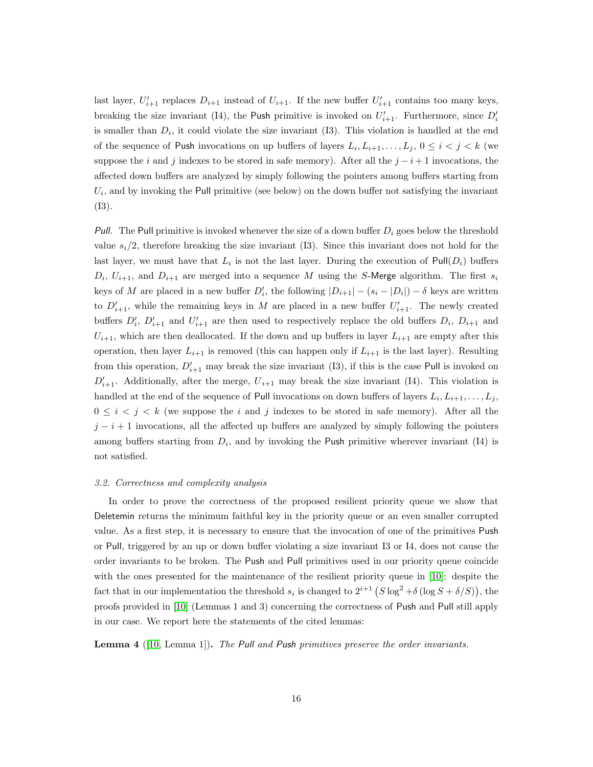last layer, $U'_{i+1}$ replaces $D_{i+1}$ instead of $U_{i+1}$. If the new buffer $U'_{i+1}$ contains too many keys, breaking the size invariant (I4), the Push primitive is invoked on $U'_{i+1}$. Furthermore, since $D'_i$ is smaller than $D_i$, it could violate the size invariant (I3). This violation is handled at the end of the sequence of Push invocations on up buffers of layers $L_i, L_{i+1}, \ldots, L_j$, $0 \leq i < j < k$ (we suppose the $i$ and $j$ indexes to be stored in safe memory). After all the $j - i + 1$ invocations, the affected down buffers are analyzed by simply following the pointers among buffers starting from $U_i$, and by invoking the Pull primitive (see below) on the down buffer not satisfying the invariant (I3).

*Pull.* The Pull primitive is invoked whenever the size of a down buffer $D_i$ goes below the threshold value $s_i/2$, therefore breaking the size invariant (I3). Since this invariant does not hold for the last layer, we must have that $L_i$ is not the last layer. During the execution of Pull($D_i$) buffers $D_i$, $U_{i+1}$, and $D_{i+1}$ are merged into a sequence $M$ using the $S$-Merge algorithm. The first $s_i$ keys of $M$ are placed in a new buffer $D'_i$, the following $|D_{i+1}| - (s_i - |D_i|) - \delta$ keys are written to $D'_{i+1}$, while the remaining keys in $M$ are placed in a new buffer $U'_{i+1}$. The newly created buffers $D'_i$, $D'_{i+1}$ and $U'_{i+1}$ are then used to respectively replace the old buffers $D_i$, $D_{i+1}$ and $U_{i+1}$, which are then deallocated. If the down and up buffers in layer $L_{i+1}$ are empty after this operation, then layer $L_{i+1}$ is removed (this can happen only if $L_{i+1}$ is the last layer). Resulting from this operation, $D'_{i+1}$ may break the size invariant (I3), if this is the case Pull is invoked on $D'_{i+1}$. Additionally, after the merge, $U_{i+1}$ may break the size invariant (I4). This violation is handled at the end of the sequence of Pull invocations on down buffers of layers $L_i, L_{i+1}, \ldots, L_j$, $0 \leq i < j < k$ (we suppose the $i$ and $j$ indexes to be stored in safe memory). After all the $j - i + 1$ invocations, all the affected up buffers are analyzed by simply following the pointers among buffers starting from $D_i$, and by invoking the Push primitive wherever invariant (I4) is not satisfied.

### 3.2. Correctness and complexity analysis

In order to prove the correctness of the proposed resilient priority queue we show that Deletemin returns the minimum faithful key in the priority queue or an even smaller corrupted value. As a first step, it is necessary to ensure that the invocation of one of the primitives Push or Pull, triggered by an up or down buffer violating a size invariant I3 or I4, does not cause the order invariants to be broken. The Push and Pull primitives used in our priority queue coincide with the ones presented for the maintenance of the resilient priority queue in [10]: despite the fact that in our implementation the threshold $s_i$ is changed to $2^{i+1}\left(S \log^2 + \delta\left(\log S + \delta/S\right)\right)$, the proofs provided in [10] (Lemmas 1 and 3) concerning the correctness of Push and Pull still apply in our case. We report here the statements of the cited lemmas:

**Lemma 4** ([10, Lemma 1])**.** *The Pull and Push primitives preserve the order invariants.*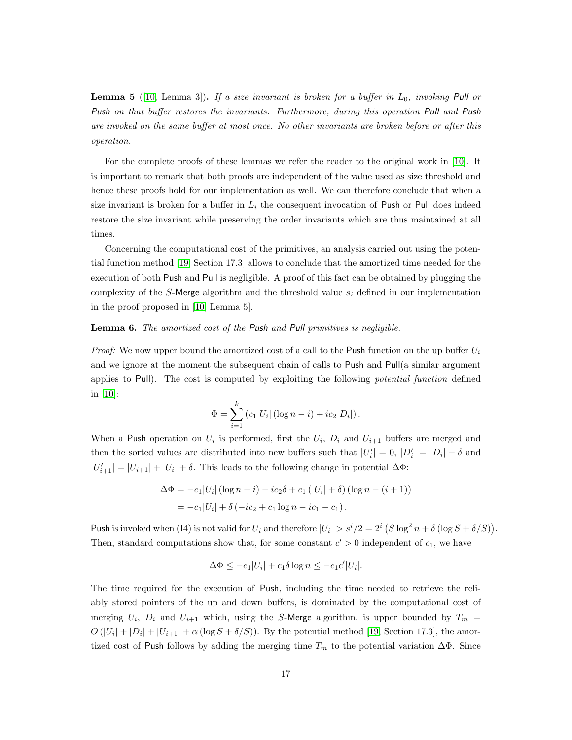**Lemma 5** ([10, Lemma 3]). *If a size invariant is broken for a buffer in $L_0$, invoking Pull or Push on that buffer restores the invariants. Furthermore, during this operation Pull and Push are invoked on the same buffer at most once. No other invariants are broken before or after this operation.*

For the complete proofs of these lemmas we refer the reader to the original work in [10]. It is important to remark that both proofs are independent of the value used as size threshold and hence these proofs hold for our implementation as well. We can therefore conclude that when a size invariant is broken for a buffer in $L_i$ the consequent invocation of Push or Pull does indeed restore the size invariant while preserving the order invariants which are thus maintained at all times.

Concerning the computational cost of the primitives, an analysis carried out using the potential function method [19, Section 17.3] allows to conclude that the amortized time needed for the execution of both Push and Pull is negligible. A proof of this fact can be obtained by plugging the complexity of the $S$-Merge algorithm and the threshold value $s_i$ defined in our implementation in the proof proposed in [10, Lemma 5].

**Lemma 6.** *The amortized cost of the Push and Pull primitives is negligible.*

*Proof:* We now upper bound the amortized cost of a call to the Push function on the up buffer $U_i$ and we ignore at the moment the subsequent chain of calls to Push and Pull(a similar argument applies to Pull). The cost is computed by exploiting the following *potential function* defined in [10]:

$$\Phi = \sum_{i=1}^{k} \left( c_1 |U_i| \left( \log n - i \right) + i c_2 |D_i| \right).$$

When a Push operation on $U_i$ is performed, first the $U_i$, $D_i$ and $U_{i+1}$ buffers are merged and then the sorted values are distributed into new buffers such that $|U'_i| = 0$, $|D'_i| = |D_i| - \delta$ and $|U'_{i+1}| = |U_{i+1}| + |U_i| + \delta$. This leads to the following change in potential $\Delta\Phi$:

$$\begin{aligned}
\Delta\Phi &= -c_1 |U_i| \left( \log n - i \right) - i c_2 \delta + c_1 \left( |U_i| + \delta \right) \left( \log n - (i+1) \right) \\
&= -c_1 |U_i| + \delta \left( -i c_2 + c_1 \log n - i c_1 - c_1 \right).
\end{aligned}$$

Push is invoked when (I4) is not valid for $U_i$ and therefore $|U_i| > s^i/2 = 2^i \left( S \log^2 n + \delta \left( \log S + \delta / S \right) \right)$. Then, standard computations show that, for some constant $c' > 0$ independent of $c_1$, we have

$$\Delta\Phi \leq -c_1 |U_i| + c_1 \delta \log n \leq -c_1 c' |U_i|.$$

The time required for the execution of Push, including the time needed to retrieve the reliably stored pointers of the up and down buffers, is dominated by the computational cost of merging $U_i$, $D_i$ and $U_{i+1}$ which, using the $S$-Merge algorithm, is upper bounded by $T_m = O\left( |U_i| + |D_i| + |U_{i+1}| + \alpha \left( \log S + \delta / S \right) \right)$. By the potential method [19, Section 17.3], the amortized cost of Push follows by adding the merging time $T_m$ to the potential variation $\Delta\Phi$. Since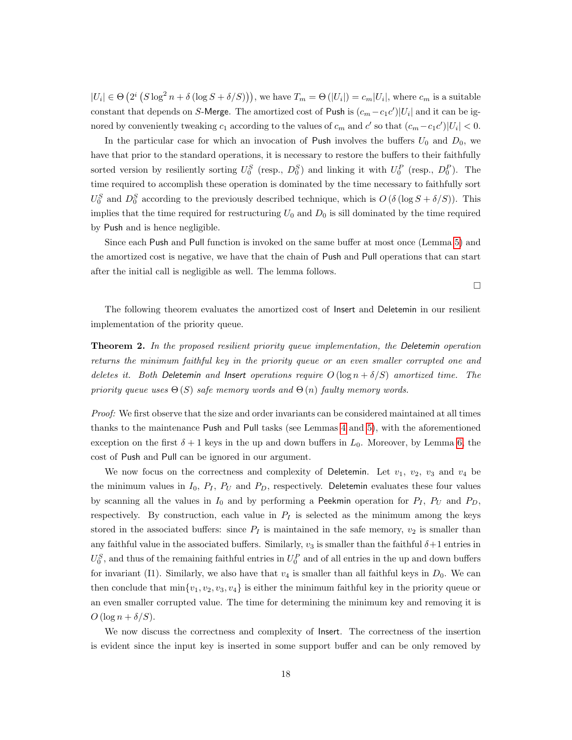$|U_i| \in \Theta\left(2^i\left(S\log^2 n + \delta\left(\log S + \delta/S\right)\right)\right)$, we have $T_m = \Theta\left(|U_i|\right) = c_m|U_i|$, where $c_m$ is a suitable constant that depends on S-Merge. The amortized cost of Push is $(c_m - c_1c')|U_i|$ and it can be ignored by conveniently tweaking $c_1$ according to the values of $c_m$ and $c'$ so that $(c_m - c_1c')|U_i| < 0$.

In the particular case for which an invocation of Push involves the buffers $U_0$ and $D_0$, we have that prior to the standard operations, it is necessary to restore the buffers to their faithfully sorted version by resiliently sorting $U_0^S$ (resp., $D_0^S$) and linking it with $U_0^P$ (resp., $D_0^P$). The time required to accomplish these operation is dominated by the time necessary to faithfully sort $U_0^S$ and $D_0^S$ according to the previously described technique, which is $O\left(\delta\left(\log S + \delta/S\right)\right)$. This implies that the time required for restructuring $U_0$ and $D_0$ is sill dominated by the time required by Push and is hence negligible.

Since each Push and Pull function is invoked on the same buffer at most once (Lemma 5) and the amortized cost is negative, we have that the chain of Push and Pull operations that can start after the initial call is negligible as well. The lemma follows.

□

The following theorem evaluates the amortized cost of Insert and Deletemin in our resilient implementation of the priority queue.

**Theorem 2.** *In the proposed resilient priority queue implementation, the Deletemin operation returns the minimum faithful key in the priority queue or an even smaller corrupted one and deletes it. Both Deletemin and Insert operations require $O\left(\log n + \delta/S\right)$ amortized time. The priority queue uses $\Theta\left(S\right)$ safe memory words and $\Theta\left(n\right)$ faulty memory words.*

*Proof:* We first observe that the size and order invariants can be considered maintained at all times thanks to the maintenance Push and Pull tasks (see Lemmas 4 and 5), with the aforementioned exception on the first $\delta + 1$ keys in the up and down buffers in $L_0$. Moreover, by Lemma 6, the cost of Push and Pull can be ignored in our argument.

We now focus on the correctness and complexity of Deletemin. Let $v_1$, $v_2$, $v_3$ and $v_4$ be the minimum values in $I_0$, $P_I$, $P_U$ and $P_D$, respectively. Deletemin evaluates these four values by scanning all the values in $I_0$ and by performing a Peekmin operation for $P_I$, $P_U$ and $P_D$, respectively. By construction, each value in $P_I$ is selected as the minimum among the keys stored in the associated buffers: since $P_I$ is maintained in the safe memory, $v_2$ is smaller than any faithful value in the associated buffers. Similarly, $v_3$ is smaller than the faithful $\delta+1$ entries in $U_0^S$, and thus of the remaining faithful entries in $U_0^P$ and of all entries in the up and down buffers for invariant (I1). Similarly, we also have that $v_4$ is smaller than all faithful keys in $D_0$. We can then conclude that $\min\{v_1, v_2, v_3, v_4\}$ is either the minimum faithful key in the priority queue or an even smaller corrupted value. The time for determining the minimum key and removing it is $O\left(\log n + \delta/S\right)$.

We now discuss the correctness and complexity of Insert. The correctness of the insertion is evident since the input key is inserted in some support buffer and can be only removed by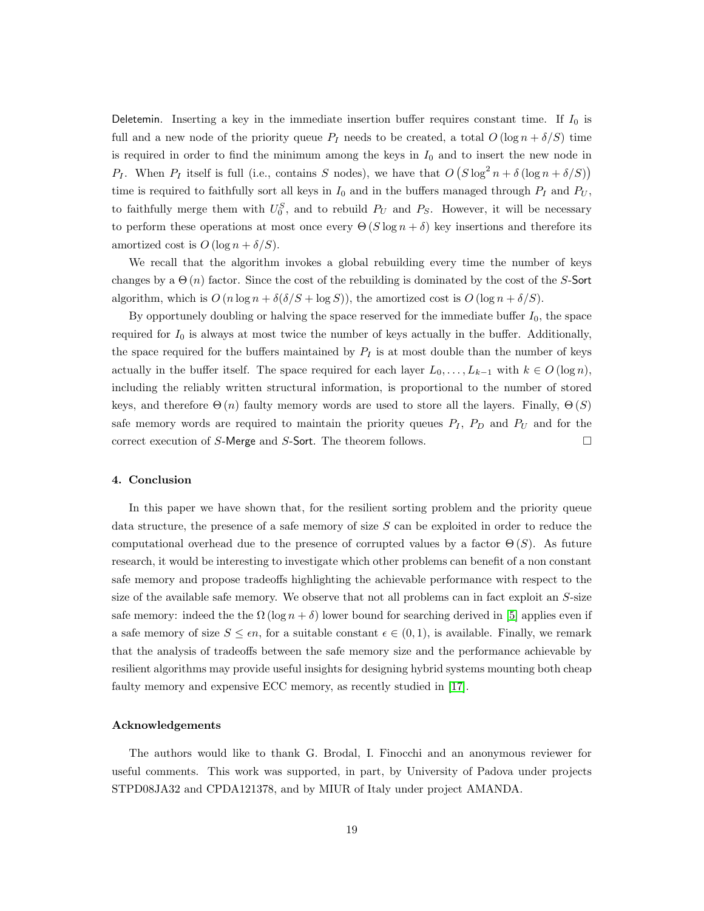Deletemin. Inserting a key in the immediate insertion buffer requires constant time. If $I_0$ is full and a new node of the priority queue $P_I$ needs to be created, a total $O(\log n + \delta/S)$ time is required in order to find the minimum among the keys in $I_0$ and to insert the new node in $P_I$. When $P_I$ itself is full (i.e., contains $S$ nodes), we have that $O\left(S \log^2 n + \delta\left(\log n + \delta/S\right)\right)$ time is required to faithfully sort all keys in $I_0$ and in the buffers managed through $P_I$ and $P_U$, to faithfully merge them with $U_0^S$, and to rebuild $P_U$ and $P_S$. However, it will be necessary to perform these operations at most once every $\Theta(S \log n + \delta)$ key insertions and therefore its amortized cost is $O(\log n + \delta/S)$.

We recall that the algorithm invokes a global rebuilding every time the number of keys changes by a $\Theta(n)$ factor. Since the cost of the rebuilding is dominated by the cost of the $S$-Sort algorithm, which is $O(n \log n + \delta(\delta/S + \log S))$, the amortized cost is $O(\log n + \delta/S)$.

By opportunely doubling or halving the space reserved for the immediate buffer $I_0$, the space required for $I_0$ is always at most twice the number of keys actually in the buffer. Additionally, the space required for the buffers maintained by $P_I$ is at most double than the number of keys actually in the buffer itself. The space required for each layer $L_0, \ldots, L_{k-1}$ with $k \in O(\log n)$, including the reliably written structural information, is proportional to the number of stored keys, and therefore $\Theta(n)$ faulty memory words are used to store all the layers. Finally, $\Theta(S)$ safe memory words are required to maintain the priority queues $P_I$, $P_D$ and $P_U$ and for the correct execution of $S$-Merge and $S$-Sort. The theorem follows. □

## 4. Conclusion

In this paper we have shown that, for the resilient sorting problem and the priority queue data structure, the presence of a safe memory of size $S$ can be exploited in order to reduce the computational overhead due to the presence of corrupted values by a factor $\Theta(S)$. As future research, it would be interesting to investigate which other problems can benefit of a non constant safe memory and propose tradeoffs highlighting the achievable performance with respect to the size of the available safe memory. We observe that not all problems can in fact exploit an $S$-size safe memory: indeed the the $\Omega(\log n + \delta)$ lower bound for searching derived in [5] applies even if a safe memory of size $S \leq \epsilon n$, for a suitable constant $\epsilon \in (0, 1)$, is available. Finally, we remark that the analysis of tradeoffs between the safe memory size and the performance achievable by resilient algorithms may provide useful insights for designing hybrid systems mounting both cheap faulty memory and expensive ECC memory, as recently studied in [17].

### Acknowledgements

The authors would like to thank G. Brodal, I. Finocchi and an anonymous reviewer for useful comments. This work was supported, in part, by University of Padova under projects STPD08JA32 and CPDA121378, and by MIUR of Italy under project AMANDA.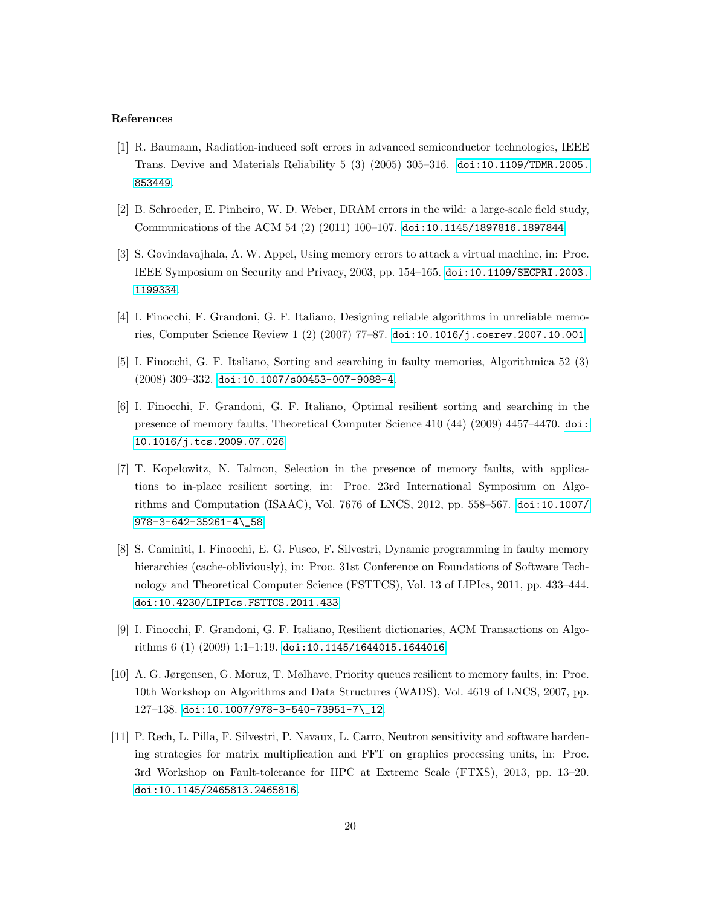## References

[1] R. Baumann, Radiation-induced soft errors in advanced semiconductor technologies, IEEE Trans. Devive and Materials Reliability 5 (3) (2005) 305–316. doi:10.1109/TDMR.2005.853449.

[2] B. Schroeder, E. Pinheiro, W. D. Weber, DRAM errors in the wild: a large-scale field study, Communications of the ACM 54 (2) (2011) 100–107. doi:10.1145/1897816.1897844.

[3] S. Govindavajhala, A. W. Appel, Using memory errors to attack a virtual machine, in: Proc. IEEE Symposium on Security and Privacy, 2003, pp. 154–165. doi:10.1109/SECPRI.2003.1199334.

[4] I. Finocchi, F. Grandoni, G. F. Italiano, Designing reliable algorithms in unreliable memories, Computer Science Review 1 (2) (2007) 77–87. doi:10.1016/j.cosrev.2007.10.001.

[5] I. Finocchi, G. F. Italiano, Sorting and searching in faulty memories, Algorithmica 52 (3) (2008) 309–332. doi:10.1007/s00453-007-9088-4.

[6] I. Finocchi, F. Grandoni, G. F. Italiano, Optimal resilient sorting and searching in the presence of memory faults, Theoretical Computer Science 410 (44) (2009) 4457–4470. doi:10.1016/j.tcs.2009.07.026.

[7] T. Kopelowitz, N. Talmon, Selection in the presence of memory faults, with applications to in-place resilient sorting, in: Proc. 23rd International Symposium on Algorithms and Computation (ISAAC), Vol. 7676 of LNCS, 2012, pp. 558–567. doi:10.1007/978-3-642-35261-4\_58.

[8] S. Caminiti, I. Finocchi, E. G. Fusco, F. Silvestri, Dynamic programming in faulty memory hierarchies (cache-obliviously), in: Proc. 31st Conference on Foundations of Software Technology and Theoretical Computer Science (FSTTCS), Vol. 13 of LIPIcs, 2011, pp. 433–444. doi:10.4230/LIPIcs.FSTTCS.2011.433.

[9] I. Finocchi, F. Grandoni, G. F. Italiano, Resilient dictionaries, ACM Transactions on Algorithms 6 (1) (2009) 1:1–1:19. doi:10.1145/1644015.1644016.

[10] A. G. Jørgensen, G. Moruz, T. Mølhave, Priority queues resilient to memory faults, in: Proc. 10th Workshop on Algorithms and Data Structures (WADS), Vol. 4619 of LNCS, 2007, pp. 127–138. doi:10.1007/978-3-540-73951-7\_12.

[11] P. Rech, L. Pilla, F. Silvestri, P. Navaux, L. Carro, Neutron sensitivity and software hardening strategies for matrix multiplication and FFT on graphics processing units, in: Proc. 3rd Workshop on Fault-tolerance for HPC at Extreme Scale (FTXS), 2013, pp. 13–20. doi:10.1145/2465813.2465816.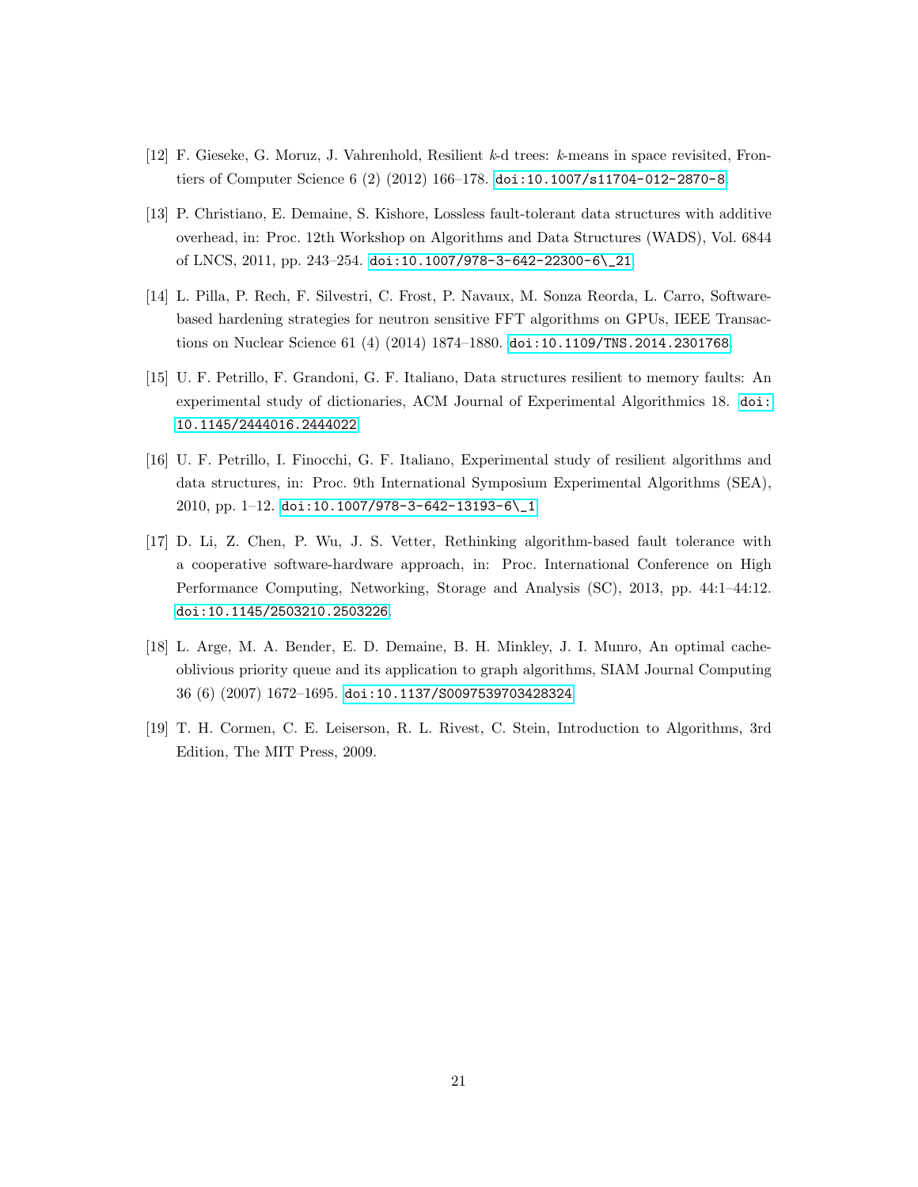[12] F. Gieseke, G. Moruz, J. Vahrenhold, Resilient $k$-d trees: $k$-means in space revisited, Frontiers of Computer Science 6 (2) (2012) 166–178. doi:10.1007/s11704-012-2870-8.

[13] P. Christiano, E. Demaine, S. Kishore, Lossless fault-tolerant data structures with additive overhead, in: Proc. 12th Workshop on Algorithms and Data Structures (WADS), Vol. 6844 of LNCS, 2011, pp. 243–254. doi:10.1007/978-3-642-22300-6\_21.

[14] L. Pilla, P. Rech, F. Silvestri, C. Frost, P. Navaux, M. Sonza Reorda, L. Carro, Software-based hardening strategies for neutron sensitive FFT algorithms on GPUs, IEEE Transactions on Nuclear Science 61 (4) (2014) 1874–1880. doi:10.1109/TNS.2014.2301768.

[15] U. F. Petrillo, F. Grandoni, G. F. Italiano, Data structures resilient to memory faults: An experimental study of dictionaries, ACM Journal of Experimental Algorithmics 18. doi:10.1145/2444016.2444022.

[16] U. F. Petrillo, I. Finocchi, G. F. Italiano, Experimental study of resilient algorithms and data structures, in: Proc. 9th International Symposium Experimental Algorithms (SEA), 2010, pp. 1–12. doi:10.1007/978-3-642-13193-6\_1.

[17] D. Li, Z. Chen, P. Wu, J. S. Vetter, Rethinking algorithm-based fault tolerance with a cooperative software-hardware approach, in: Proc. International Conference on High Performance Computing, Networking, Storage and Analysis (SC), 2013, pp. 44:1–44:12. doi:10.1145/2503210.2503226.

[18] L. Arge, M. A. Bender, E. D. Demaine, B. H. Minkley, J. I. Munro, An optimal cache-oblivious priority queue and its application to graph algorithms, SIAM Journal Computing 36 (6) (2007) 1672–1695. doi:10.1137/S0097539703428324.

[19] T. H. Cormen, C. E. Leiserson, R. L. Rivest, C. Stein, Introduction to Algorithms, 3rd Edition, The MIT Press, 2009.